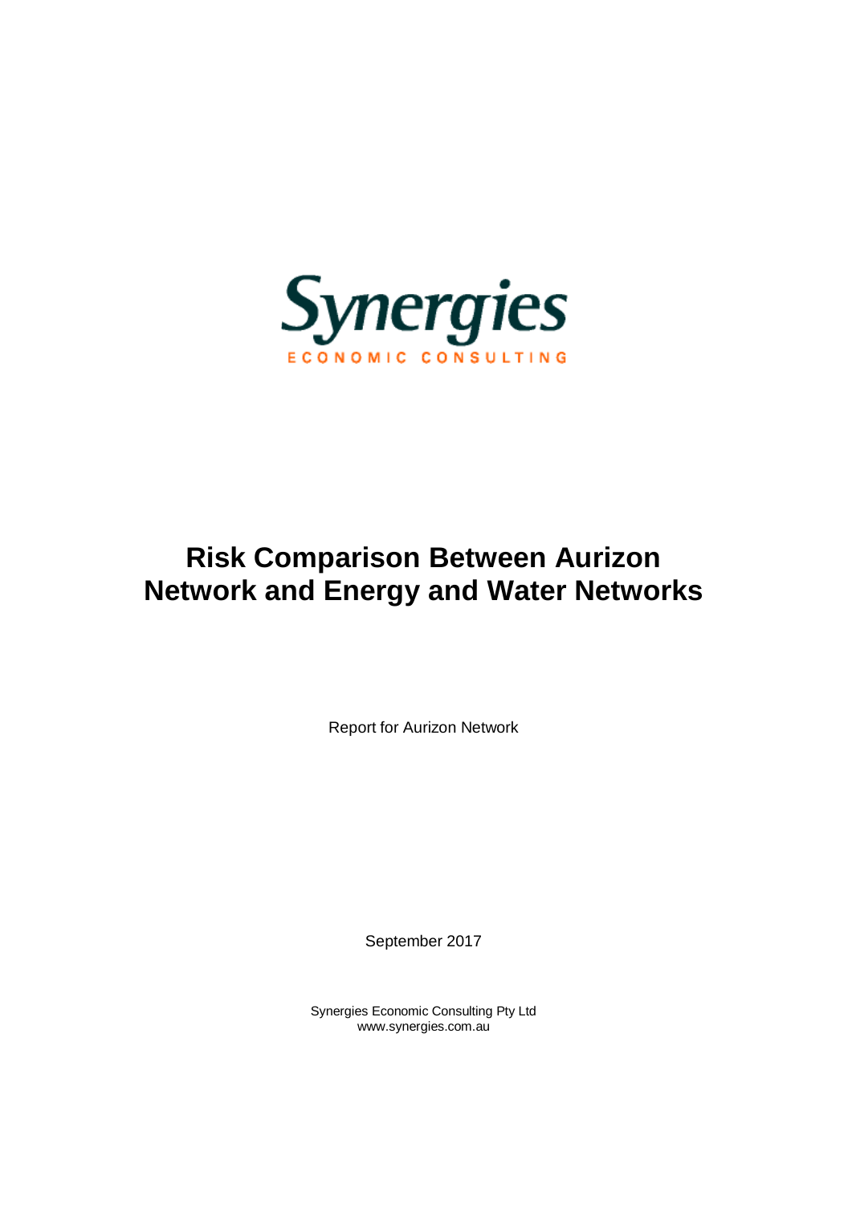Synergies

ECONOMIC CONSULTING

# Risk Comparison Between Aurizon Network and Energy and Water Networks

Report for Aurizon Network

September 2017

Synergies Economic Consulting Pty Ltd
www.synergies.com.au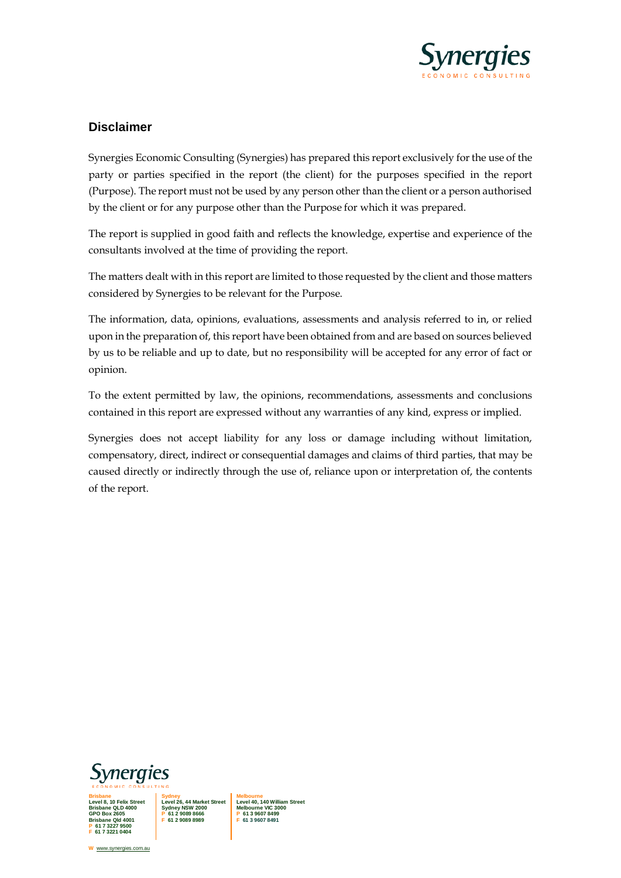## Disclaimer

Synergies Economic Consulting (Synergies) has prepared this report exclusively for the use of the party or parties specified in the report (the client) for the purposes specified in the report (Purpose). The report must not be used by any person other than the client or a person authorised by the client or for any purpose other than the Purpose for which it was prepared.

The report is supplied in good faith and reflects the knowledge, expertise and experience of the consultants involved at the time of providing the report.

The matters dealt with in this report are limited to those requested by the client and those matters considered by Synergies to be relevant for the Purpose.

The information, data, opinions, evaluations, assessments and analysis referred to in, or relied upon in the preparation of, this report have been obtained from and are based on sources believed by us to be reliable and up to date, but no responsibility will be accepted for any error of fact or opinion.

To the extent permitted by law, the opinions, recommendations, assessments and conclusions contained in this report are expressed without any warranties of any kind, express or implied.

Synergies does not accept liability for any loss or damage including without limitation, compensatory, direct, indirect or consequential damages and claims of third parties, that may be caused directly or indirectly through the use of, reliance upon or interpretation of, the contents of the report.

Synergies
ECONOMIC CONSULTING

**Brisbane**
Level 8, 10 Felix Street
Brisbane QLD 4000
GPO Box 2605
Brisbane Qld 4001
P 61 7 3227 9500
F 61 7 3221 0404

**Sydney**
Level 26, 44 Market Street
Sydney NSW 2000
P 61 2 9089 8666
F 61 2 9089 8989

**Melbourne**
Level 40, 140 William Street
Melbourne VIC 3000
P 61 3 9607 8499
F 61 3 9607 8491

W www.synergies.com.au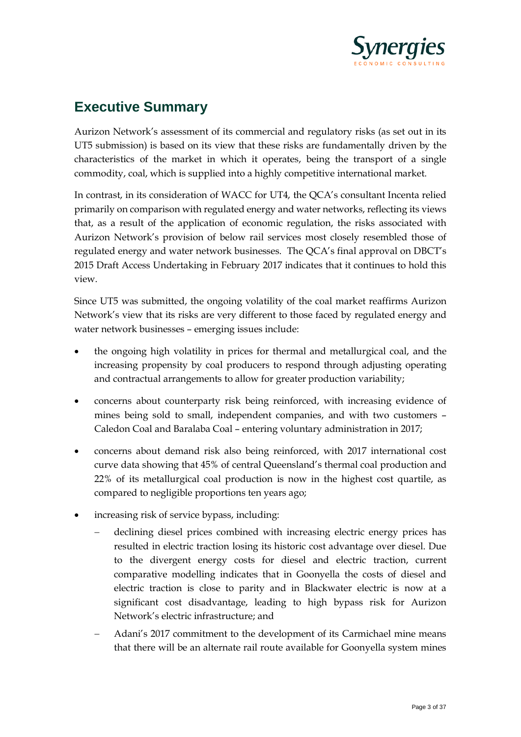# Executive Summary

Aurizon Network's assessment of its commercial and regulatory risks (as set out in its UT5 submission) is based on its view that these risks are fundamentally driven by the characteristics of the market in which it operates, being the transport of a single commodity, coal, which is supplied into a highly competitive international market.

In contrast, in its consideration of WACC for UT4, the QCA's consultant Incenta relied primarily on comparison with regulated energy and water networks, reflecting its views that, as a result of the application of economic regulation, the risks associated with Aurizon Network's provision of below rail services most closely resembled those of regulated energy and water network businesses. The QCA's final approval on DBCT's 2015 Draft Access Undertaking in February 2017 indicates that it continues to hold this view.

Since UT5 was submitted, the ongoing volatility of the coal market reaffirms Aurizon Network's view that its risks are very different to those faced by regulated energy and water network businesses – emerging issues include:

- the ongoing high volatility in prices for thermal and metallurgical coal, and the increasing propensity by coal producers to respond through adjusting operating and contractual arrangements to allow for greater production variability;
- concerns about counterparty risk being reinforced, with increasing evidence of mines being sold to small, independent companies, and with two customers – Caledon Coal and Baralaba Coal – entering voluntary administration in 2017;
- concerns about demand risk also being reinforced, with 2017 international cost curve data showing that 45% of central Queensland's thermal coal production and 22% of its metallurgical coal production is now in the highest cost quartile, as compared to negligible proportions ten years ago;
- increasing risk of service bypass, including:
  - declining diesel prices combined with increasing electric energy prices has resulted in electric traction losing its historic cost advantage over diesel. Due to the divergent energy costs for diesel and electric traction, current comparative modelling indicates that in Goonyella the costs of diesel and electric traction is close to parity and in Blackwater electric is now at a significant cost disadvantage, leading to high bypass risk for Aurizon Network's electric infrastructure; and
  - Adani's 2017 commitment to the development of its Carmichael mine means that there will be an alternate rail route available for Goonyella system mines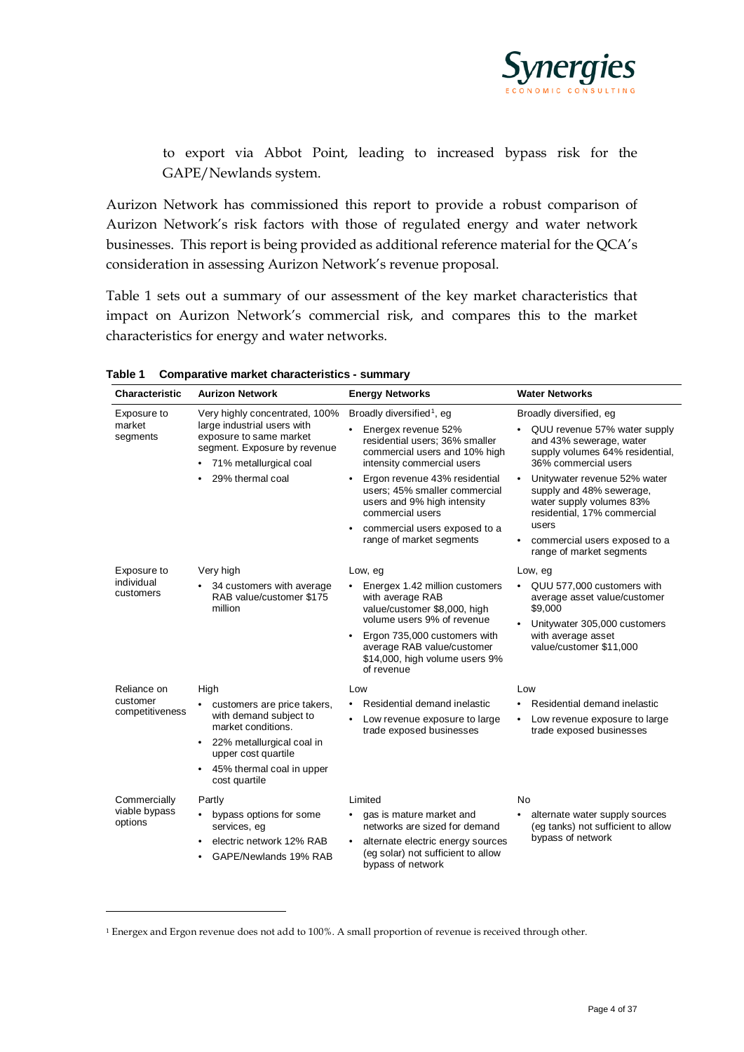to export via Abbot Point, leading to increased bypass risk for the GAPE/Newlands system.

Aurizon Network has commissioned this report to provide a robust comparison of Aurizon Network's risk factors with those of regulated energy and water network businesses. This report is being provided as additional reference material for the QCA's consideration in assessing Aurizon Network's revenue proposal.

Table 1 sets out a summary of our assessment of the key market characteristics that impact on Aurizon Network's commercial risk, and compares this to the market characteristics for energy and water networks.

**Table 1 Comparative market characteristics - summary**

| Characteristic | Aurizon Network | Energy Networks | Water Networks |
|---|---|---|---|
| Exposure to market segments | Very highly concentrated, 100% large industrial users with exposure to same market segment. Exposure by revenue<br>• 71% metallurgical coal<br>• 29% thermal coal | Broadly diversified[1], eg<br>• Energex revenue 52% residential users; 36% smaller commercial users and 10% high intensity commercial users<br>• Ergon revenue 43% residential users; 45% smaller commercial users and 9% high intensity commercial users<br>• commercial users exposed to a range of market segments | Broadly diversified, eg<br>• QUU revenue 57% water supply and 43% sewerage, water supply volumes 64% residential, 36% commercial users<br>• Unitywater revenue 52% water supply and 48% sewerage, water supply volumes 83% residential, 17% commercial users<br>• commercial users exposed to a range of market segments |
| Exposure to individual customers | Very high<br>• 34 customers with average RAB value/customer $175 million | Low, eg<br>• Energex 1.42 million customers with average RAB value/customer $8,000, high volume users 9% of revenue<br>• Ergon 735,000 customers with average RAB value/customer $14,000, high volume users 9% of revenue | Low, eg<br>• QUU 577,000 customers with average asset value/customer $9,000<br>• Unitywater 305,000 customers with average asset value/customer $11,000 |
| Reliance on customer competitiveness | High<br>• customers are price takers, with demand subject to market conditions.<br>• 22% metallurgical coal in upper cost quartile<br>• 45% thermal coal in upper cost quartile | Low<br>• Residential demand inelastic<br>• Low revenue exposure to large trade exposed businesses | Low<br>• Residential demand inelastic<br>• Low revenue exposure to large trade exposed businesses |
| Commercially viable bypass options | Partly<br>• bypass options for some services, eg<br>• electric network 12% RAB<br>• GAPE/Newlands 19% RAB | Limited<br>• gas is mature market and networks are sized for demand<br>• alternate electric energy sources (eg solar) not sufficient to allow bypass of network | No<br>• alternate water supply sources (eg tanks) not sufficient to allow bypass of network |

[1] Energex and Ergon revenue does not add to 100%. A small proportion of revenue is received through other.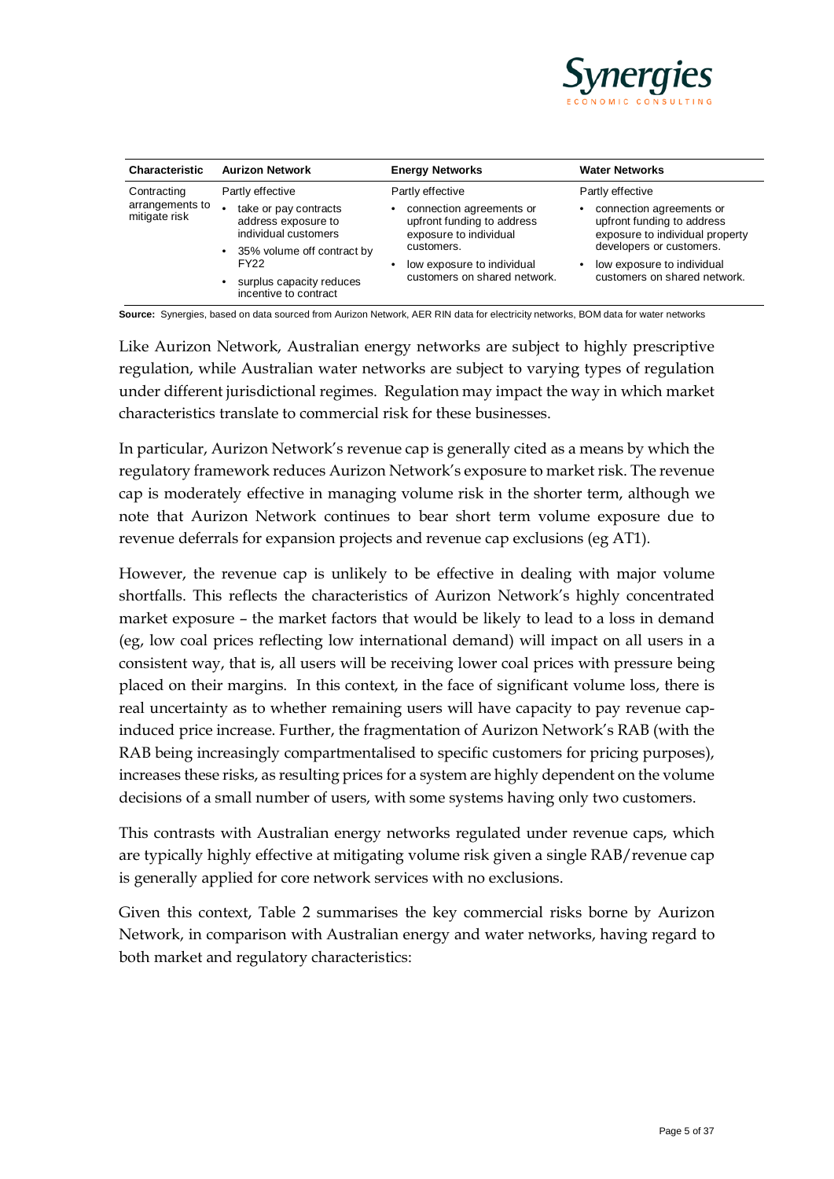| Characteristic | Aurizon Network | Energy Networks | Water Networks |
|---|---|---|---|
| Contracting arrangements to mitigate risk | Partly effective<br>• take or pay contracts address exposure to individual customers<br>• 35% volume off contract by FY22<br>• surplus capacity reduces incentive to contract | Partly effective<br>• connection agreements or upfront funding to address exposure to individual customers.<br>• low exposure to individual customers on shared network. | Partly effective<br>• connection agreements or upfront funding to address exposure to individual property developers or customers.<br>• low exposure to individual customers on shared network. |

**Source:** Synergies, based on data sourced from Aurizon Network, AER RIN data for electricity networks, BOM data for water networks

Like Aurizon Network, Australian energy networks are subject to highly prescriptive regulation, while Australian water networks are subject to varying types of regulation under different jurisdictional regimes. Regulation may impact the way in which market characteristics translate to commercial risk for these businesses.

In particular, Aurizon Network's revenue cap is generally cited as a means by which the regulatory framework reduces Aurizon Network's exposure to market risk. The revenue cap is moderately effective in managing volume risk in the shorter term, although we note that Aurizon Network continues to bear short term volume exposure due to revenue deferrals for expansion projects and revenue cap exclusions (eg AT1).

However, the revenue cap is unlikely to be effective in dealing with major volume shortfalls. This reflects the characteristics of Aurizon Network's highly concentrated market exposure – the market factors that would be likely to lead to a loss in demand (eg, low coal prices reflecting low international demand) will impact on all users in a consistent way, that is, all users will be receiving lower coal prices with pressure being placed on their margins. In this context, in the face of significant volume loss, there is real uncertainty as to whether remaining users will have capacity to pay revenue cap-induced price increase. Further, the fragmentation of Aurizon Network's RAB (with the RAB being increasingly compartmentalised to specific customers for pricing purposes), increases these risks, as resulting prices for a system are highly dependent on the volume decisions of a small number of users, with some systems having only two customers.

This contrasts with Australian energy networks regulated under revenue caps, which are typically highly effective at mitigating volume risk given a single RAB/revenue cap is generally applied for core network services with no exclusions.

Given this context, Table 2 summarises the key commercial risks borne by Aurizon Network, in comparison with Australian energy and water networks, having regard to both market and regulatory characteristics: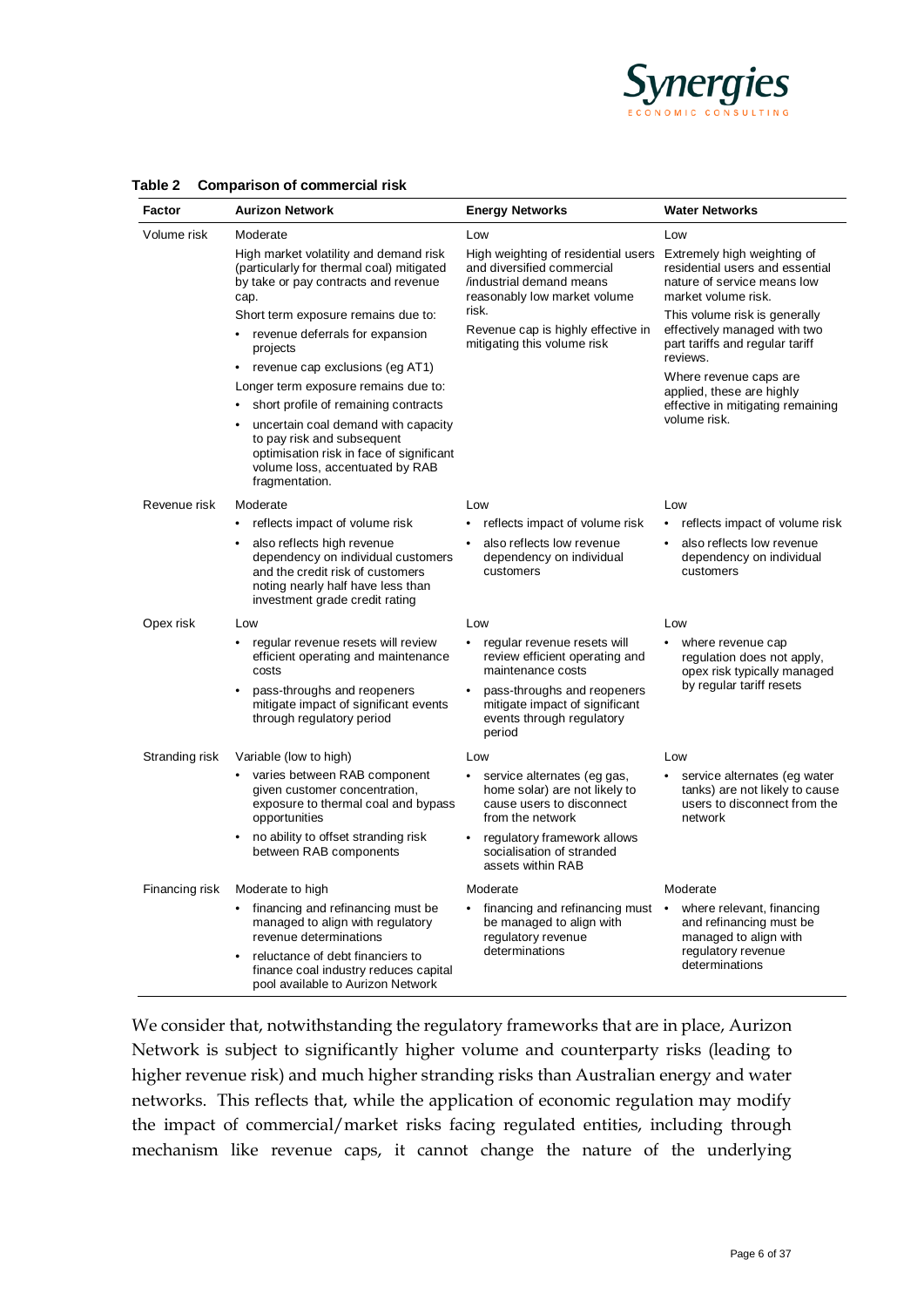**Table 2 Comparison of commercial risk**

| Factor | Aurizon Network | Energy Networks | Water Networks |
|---|---|---|---|
| Volume risk | Moderate<br>High market volatility and demand risk (particularly for thermal coal) mitigated by take or pay contracts and revenue cap.<br>Short term exposure remains due to:<br>• revenue deferrals for expansion projects<br>• revenue cap exclusions (eg AT1)<br>Longer term exposure remains due to:<br>• short profile of remaining contracts<br>• uncertain coal demand with capacity to pay risk and subsequent optimisation risk in face of significant volume loss, accentuated by RAB fragmentation. | Low<br>High weighting of residential users and diversified commercial /industrial demand means reasonably low market volume risk.<br>Revenue cap is highly effective in mitigating this volume risk | Low<br>Extremely high weighting of residential users and essential nature of service means low market volume risk.<br>This volume risk is generally effectively managed with two part tariffs and regular tariff reviews.<br>Where revenue caps are applied, these are highly effective in mitigating remaining volume risk. |
| Revenue risk | Moderate<br>• reflects impact of volume risk<br>• also reflects high revenue dependency on individual customers and the credit risk of customers noting nearly half have less than investment grade credit rating | Low<br>• reflects impact of volume risk<br>• also reflects low revenue dependency on individual customers | Low<br>• reflects impact of volume risk<br>• also reflects low revenue dependency on individual customers |
| Opex risk | Low<br>• regular revenue resets will review efficient operating and maintenance costs<br>• pass-throughs and reopeners mitigate impact of significant events through regulatory period | Low<br>• regular revenue resets will review efficient operating and maintenance costs<br>• pass-throughs and reopeners mitigate impact of significant events through regulatory period | Low<br>• where revenue cap regulation does not apply, opex risk typically managed by regular tariff resets |
| Stranding risk | Variable (low to high)<br>• varies between RAB component given customer concentration, exposure to thermal coal and bypass opportunities<br>• no ability to offset stranding risk between RAB components | Low<br>• service alternates (eg gas, home solar) are not likely to cause users to disconnect from the network<br>• regulatory framework allows socialisation of stranded assets within RAB | Low<br>• service alternates (eg water tanks) are not likely to cause users to disconnect from the network |
| Financing risk | Moderate to high<br>• financing and refinancing must be managed to align with regulatory revenue determinations<br>• reluctance of debt financiers to finance coal industry reduces capital pool available to Aurizon Network | Moderate<br>• financing and refinancing must be managed to align with regulatory revenue determinations | Moderate<br>• where relevant, financing and refinancing must be managed to align with regulatory revenue determinations |

We consider that, notwithstanding the regulatory frameworks that are in place, Aurizon Network is subject to significantly higher volume and counterparty risks (leading to higher revenue risk) and much higher stranding risks than Australian energy and water networks. This reflects that, while the application of economic regulation may modify the impact of commercial/market risks facing regulated entities, including through mechanism like revenue caps, it cannot change the nature of the underlying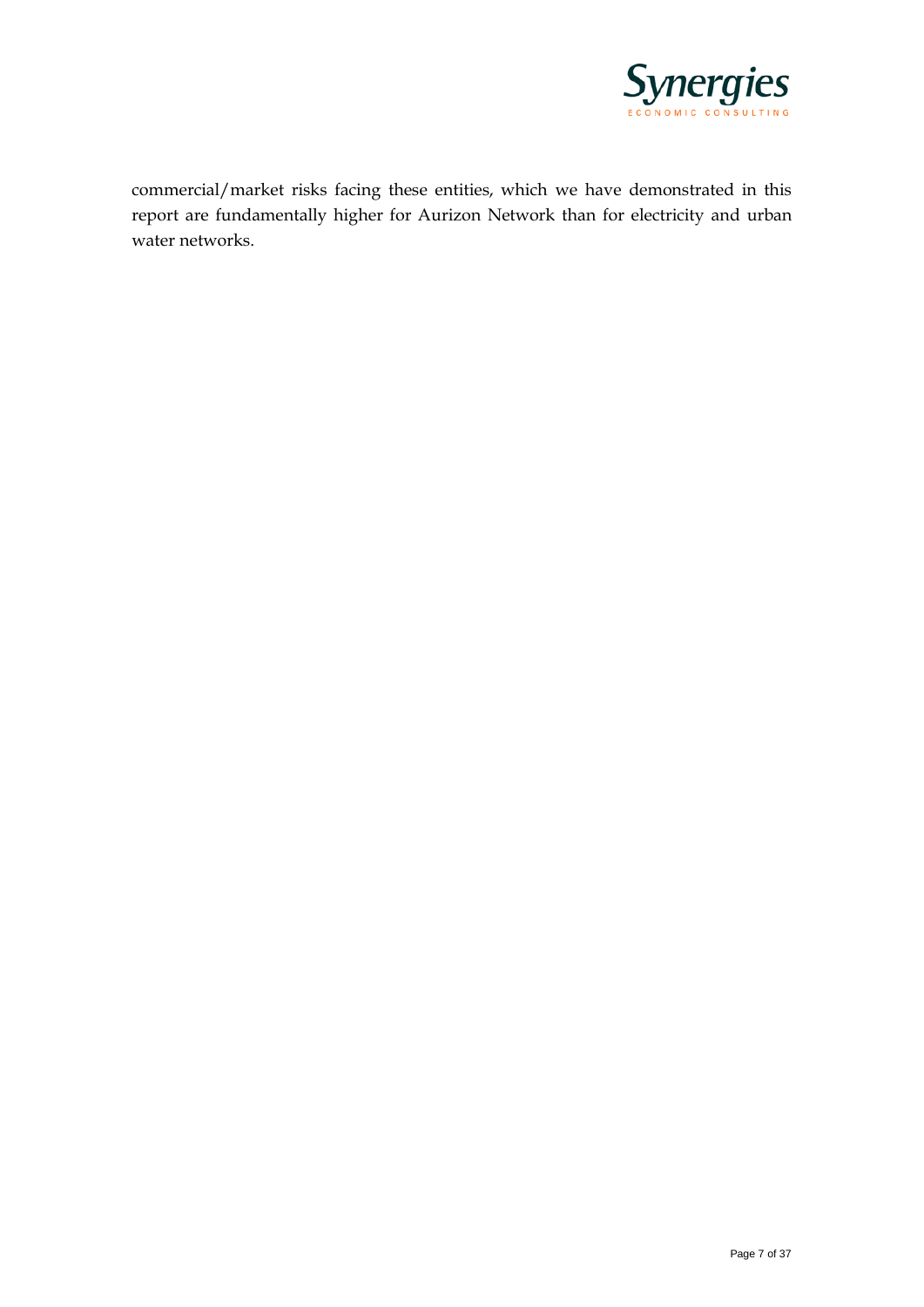commercial/market risks facing these entities, which we have demonstrated in this report are fundamentally higher for Aurizon Network than for electricity and urban water networks.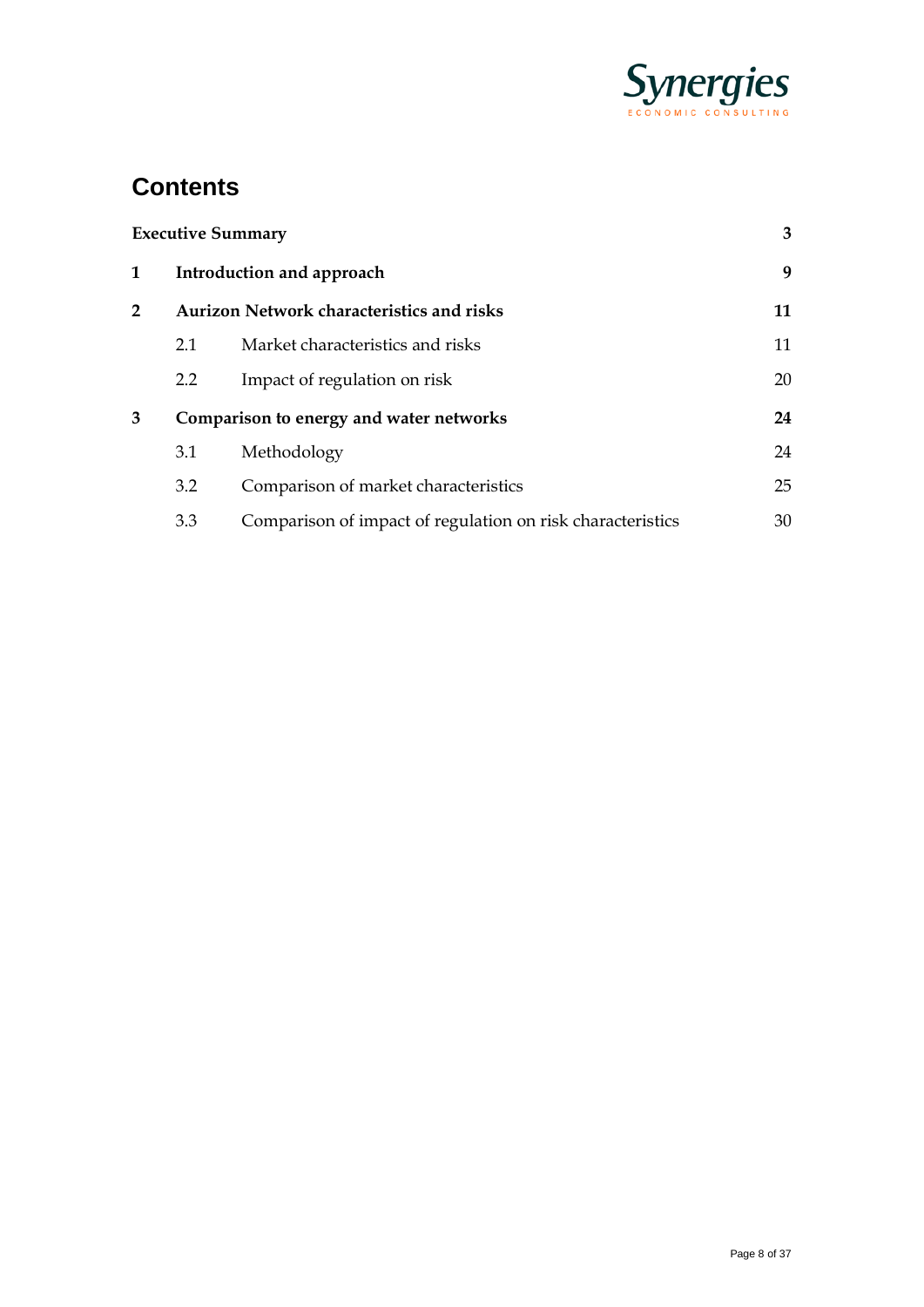# Contents

| | | |
|---|---|---|
| **Executive Summary** | | **3** |
| **1** | **Introduction and approach** | **9** |
| **2** | **Aurizon Network characteristics and risks** | **11** |
| 2.1 | Market characteristics and risks | 11 |
| 2.2 | Impact of regulation on risk | 20 |
| **3** | **Comparison to energy and water networks** | **24** |
| 3.1 | Methodology | 24 |
| 3.2 | Comparison of market characteristics | 25 |
| 3.3 | Comparison of impact of regulation on risk characteristics | 30 |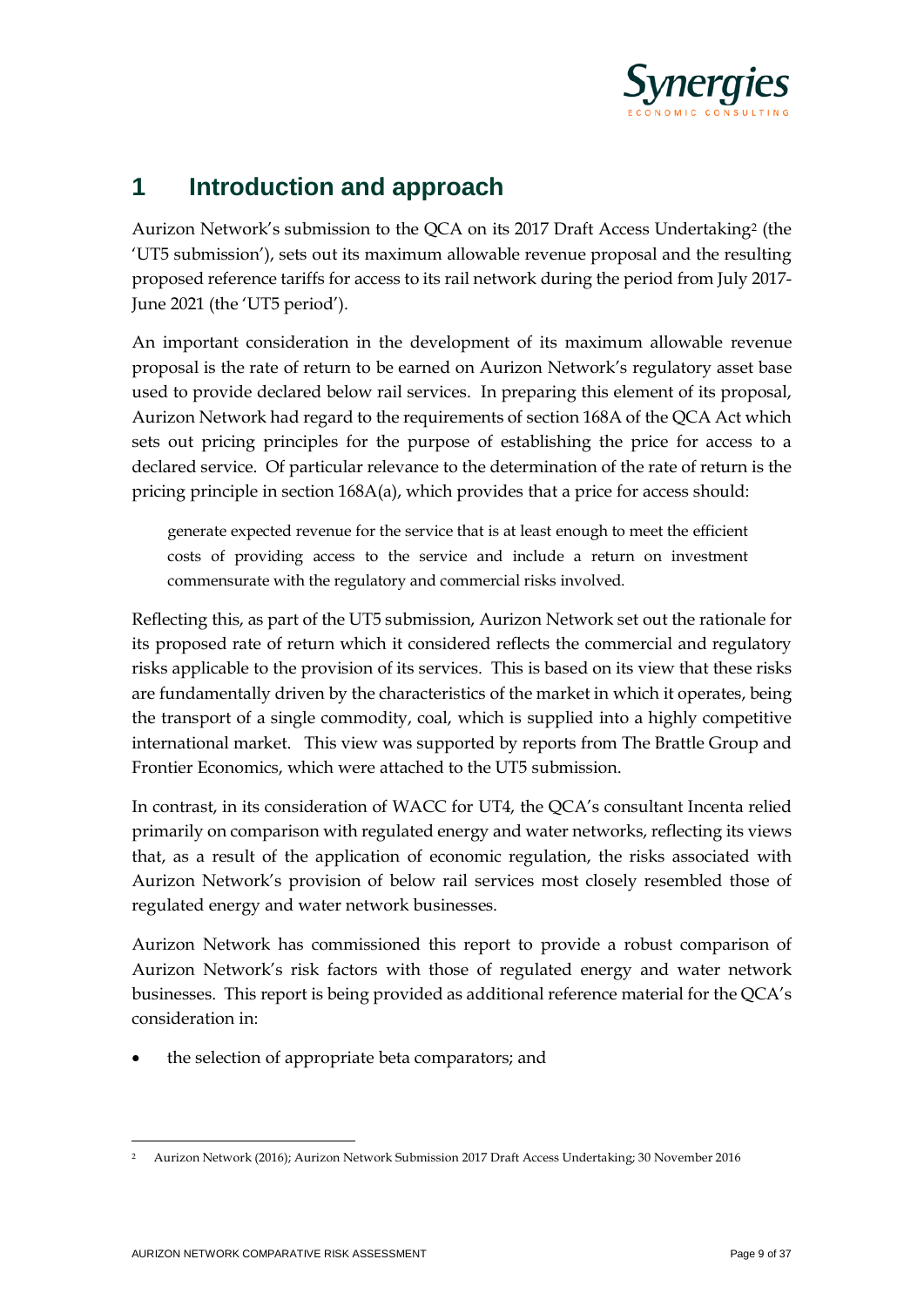# 1 Introduction and approach

Aurizon Network's submission to the QCA on its 2017 Draft Access Undertaking[2] (the 'UT5 submission'), sets out its maximum allowable revenue proposal and the resulting proposed reference tariffs for access to its rail network during the period from July 2017-June 2021 (the 'UT5 period').

An important consideration in the development of its maximum allowable revenue proposal is the rate of return to be earned on Aurizon Network's regulatory asset base used to provide declared below rail services. In preparing this element of its proposal, Aurizon Network had regard to the requirements of section 168A of the QCA Act which sets out pricing principles for the purpose of establishing the price for access to a declared service. Of particular relevance to the determination of the rate of return is the pricing principle in section 168A(a), which provides that a price for access should:

> generate expected revenue for the service that is at least enough to meet the efficient costs of providing access to the service and include a return on investment commensurate with the regulatory and commercial risks involved.

Reflecting this, as part of the UT5 submission, Aurizon Network set out the rationale for its proposed rate of return which it considered reflects the commercial and regulatory risks applicable to the provision of its services. This is based on its view that these risks are fundamentally driven by the characteristics of the market in which it operates, being the transport of a single commodity, coal, which is supplied into a highly competitive international market. This view was supported by reports from The Brattle Group and Frontier Economics, which were attached to the UT5 submission.

In contrast, in its consideration of WACC for UT4, the QCA's consultant Incenta relied primarily on comparison with regulated energy and water networks, reflecting its views that, as a result of the application of economic regulation, the risks associated with Aurizon Network's provision of below rail services most closely resembled those of regulated energy and water network businesses.

Aurizon Network has commissioned this report to provide a robust comparison of Aurizon Network's risk factors with those of regulated energy and water network businesses. This report is being provided as additional reference material for the QCA's consideration in:

- the selection of appropriate beta comparators; and

---

[2] Aurizon Network (2016); Aurizon Network Submission 2017 Draft Access Undertaking; 30 November 2016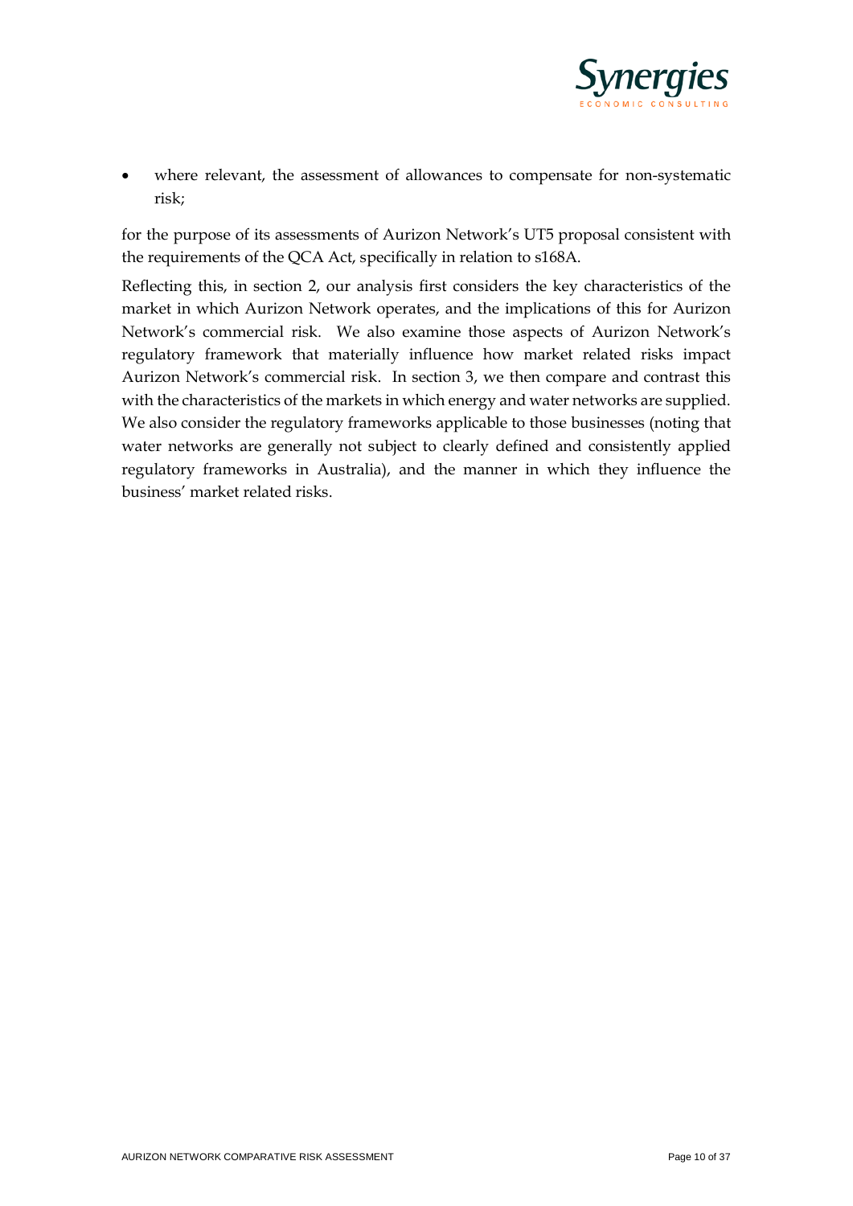- where relevant, the assessment of allowances to compensate for non-systematic risk;

for the purpose of its assessments of Aurizon Network's UT5 proposal consistent with the requirements of the QCA Act, specifically in relation to s168A.

Reflecting this, in section 2, our analysis first considers the key characteristics of the market in which Aurizon Network operates, and the implications of this for Aurizon Network's commercial risk. We also examine those aspects of Aurizon Network's regulatory framework that materially influence how market related risks impact Aurizon Network's commercial risk. In section 3, we then compare and contrast this with the characteristics of the markets in which energy and water networks are supplied. We also consider the regulatory frameworks applicable to those businesses (noting that water networks are generally not subject to clearly defined and consistently applied regulatory frameworks in Australia), and the manner in which they influence the business' market related risks.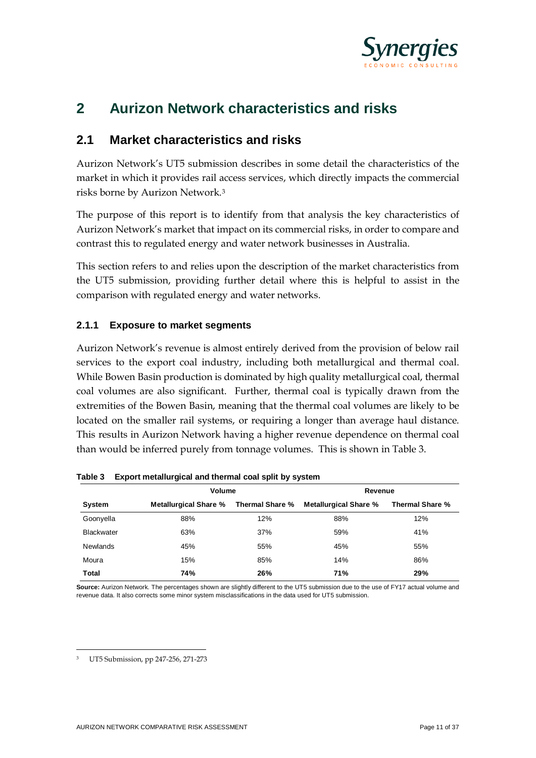# 2 Aurizon Network characteristics and risks

## 2.1 Market characteristics and risks

Aurizon Network's UT5 submission describes in some detail the characteristics of the market in which it provides rail access services, which directly impacts the commercial risks borne by Aurizon Network.[3]

The purpose of this report is to identify from that analysis the key characteristics of Aurizon Network's market that impact on its commercial risks, in order to compare and contrast this to regulated energy and water network businesses in Australia.

This section refers to and relies upon the description of the market characteristics from the UT5 submission, providing further detail where this is helpful to assist in the comparison with regulated energy and water networks.

### 2.1.1 Exposure to market segments

Aurizon Network's revenue is almost entirely derived from the provision of below rail services to the export coal industry, including both metallurgical and thermal coal. While Bowen Basin production is dominated by high quality metallurgical coal, thermal coal volumes are also significant. Further, thermal coal is typically drawn from the extremities of the Bowen Basin, meaning that the thermal coal volumes are likely to be located on the smaller rail systems, or requiring a longer than average haul distance. This results in Aurizon Network having a higher revenue dependence on thermal coal than would be inferred purely from tonnage volumes. This is shown in Table 3.

**Table 3 Export metallurgical and thermal coal split by system**

| | Volume | | Revenue | |
|---|---|---|---|---|
| **System** | **Metallurgical Share %** | **Thermal Share %** | **Metallurgical Share %** | **Thermal Share %** |
| Goonyella | 88% | 12% | 88% | 12% |
| Blackwater | 63% | 37% | 59% | 41% |
| Newlands | 45% | 55% | 45% | 55% |
| Moura | 15% | 85% | 14% | 86% |
| **Total** | **74%** | **26%** | **71%** | **29%** |

**Source:** Aurizon Network. The percentages shown are slightly different to the UT5 submission due to the use of FY17 actual volume and revenue data. It also corrects some minor system misclassifications in the data used for UT5 submission.

[3] UT5 Submission, pp 247-256, 271-273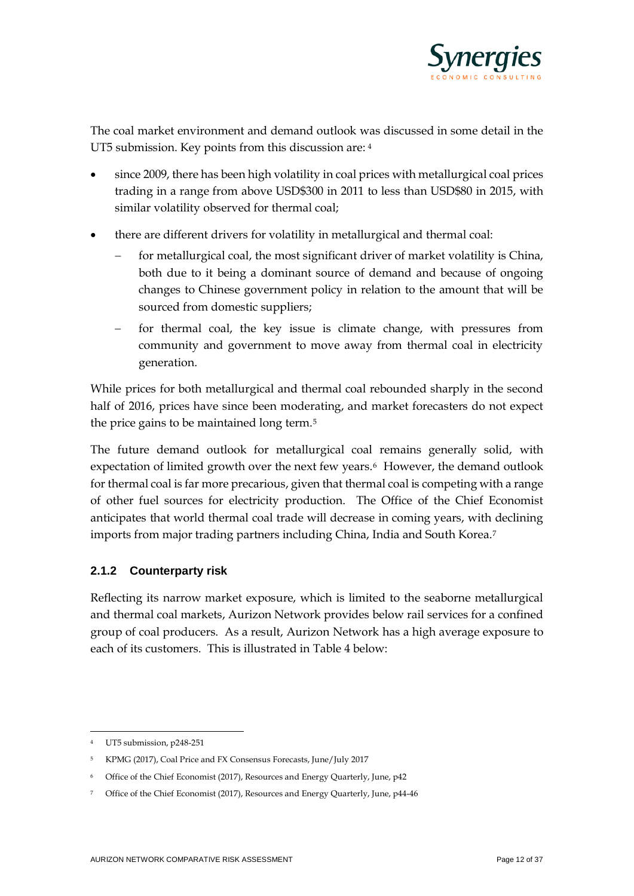The coal market environment and demand outlook was discussed in some detail in the UT5 submission. Key points from this discussion are: [4]

- since 2009, there has been high volatility in coal prices with metallurgical coal prices trading in a range from above USD$300 in 2011 to less than USD$80 in 2015, with similar volatility observed for thermal coal;
- there are different drivers for volatility in metallurgical and thermal coal:
  - for metallurgical coal, the most significant driver of market volatility is China, both due to it being a dominant source of demand and because of ongoing changes to Chinese government policy in relation to the amount that will be sourced from domestic suppliers;
  - for thermal coal, the key issue is climate change, with pressures from community and government to move away from thermal coal in electricity generation.

While prices for both metallurgical and thermal coal rebounded sharply in the second half of 2016, prices have since been moderating, and market forecasters do not expect the price gains to be maintained long term.[5]

The future demand outlook for metallurgical coal remains generally solid, with expectation of limited growth over the next few years.[6] However, the demand outlook for thermal coal is far more precarious, given that thermal coal is competing with a range of other fuel sources for electricity production. The Office of the Chief Economist anticipates that world thermal coal trade will decrease in coming years, with declining imports from major trading partners including China, India and South Korea.[7]

### 2.1.2 Counterparty risk

Reflecting its narrow market exposure, which is limited to the seaborne metallurgical and thermal coal markets, Aurizon Network provides below rail services for a confined group of coal producers. As a result, Aurizon Network has a high average exposure to each of its customers. This is illustrated in Table 4 below:

---

[4] UT5 submission, p248-251

[5] KPMG (2017), Coal Price and FX Consensus Forecasts, June/July 2017

[6] Office of the Chief Economist (2017), Resources and Energy Quarterly, June, p42

[7] Office of the Chief Economist (2017), Resources and Energy Quarterly, June, p44-46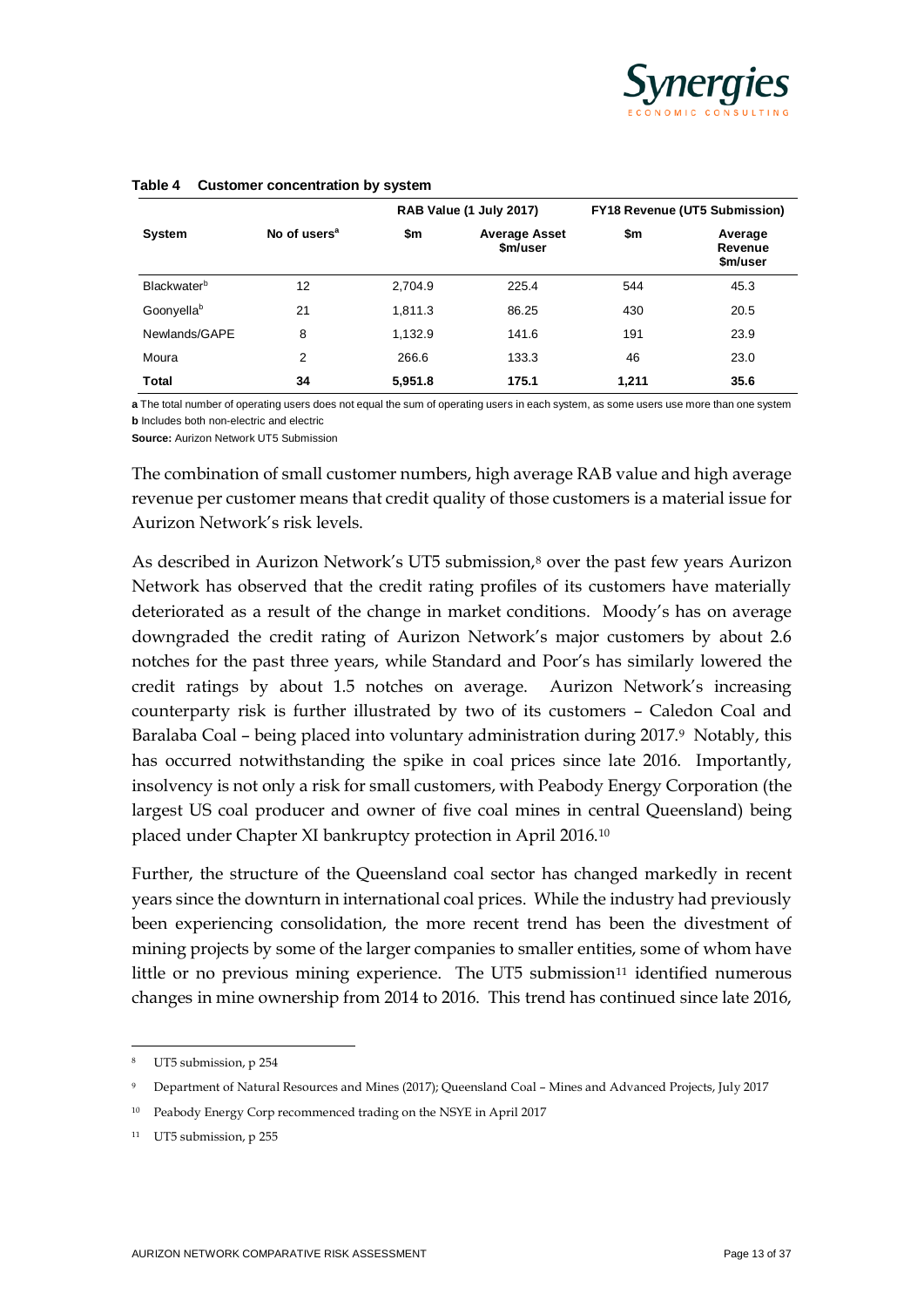**Table 4 Customer concentration by system**

| System | No of users[a] | RAB Value (1 July 2017) | | FY18 Revenue (UT5 Submission) | |
|---|---|---|---|---|---|
| | | $m | Average Asset $m/user | $m | Average Revenue $m/user |
| Blackwater[b] | 12 | 2,704.9 | 225.4 | 544 | 45.3 |
| Goonyella[b] | 21 | 1,811.3 | 86.25 | 430 | 20.5 |
| Newlands/GAPE | 8 | 1,132.9 | 141.6 | 191 | 23.9 |
| Moura | 2 | 266.6 | 133.3 | 46 | 23.0 |
| **Total** | **34** | **5,951.8** | **175.1** | **1,211** | **35.6** |

**a** The total number of operating users does not equal the sum of operating users in each system, as some users use more than one system
**b** Includes both non-electric and electric

**Source:** Aurizon Network UT5 Submission

The combination of small customer numbers, high average RAB value and high average revenue per customer means that credit quality of those customers is a material issue for Aurizon Network's risk levels.

As described in Aurizon Network's UT5 submission,[8] over the past few years Aurizon Network has observed that the credit rating profiles of its customers have materially deteriorated as a result of the change in market conditions. Moody's has on average downgraded the credit rating of Aurizon Network's major customers by about 2.6 notches for the past three years, while Standard and Poor's has similarly lowered the credit ratings by about 1.5 notches on average. Aurizon Network's increasing counterparty risk is further illustrated by two of its customers – Caledon Coal and Baralaba Coal – being placed into voluntary administration during 2017.[9] Notably, this has occurred notwithstanding the spike in coal prices since late 2016. Importantly, insolvency is not only a risk for small customers, with Peabody Energy Corporation (the largest US coal producer and owner of five coal mines in central Queensland) being placed under Chapter XI bankruptcy protection in April 2016.[10]

Further, the structure of the Queensland coal sector has changed markedly in recent years since the downturn in international coal prices. While the industry had previously been experiencing consolidation, the more recent trend has been the divestment of mining projects by some of the larger companies to smaller entities, some of whom have little or no previous mining experience. The UT5 submission[11] identified numerous changes in mine ownership from 2014 to 2016. This trend has continued since late 2016,

---

[8] UT5 submission, p 254

[9] Department of Natural Resources and Mines (2017); Queensland Coal – Mines and Advanced Projects, July 2017

[10] Peabody Energy Corp recommenced trading on the NSYE in April 2017

[11] UT5 submission, p 255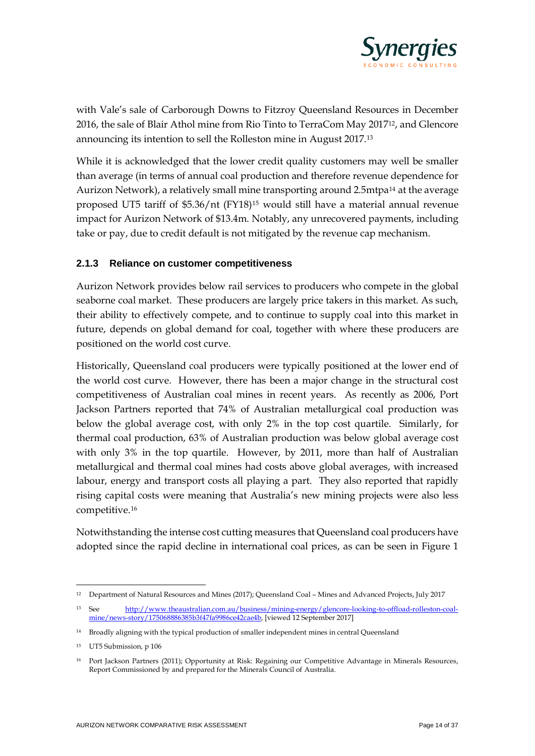with Vale's sale of Carborough Downs to Fitzroy Queensland Resources in December 2016, the sale of Blair Athol mine from Rio Tinto to TerraCom May 2017[12], and Glencore announcing its intention to sell the Rolleston mine in August 2017.[13]

While it is acknowledged that the lower credit quality customers may well be smaller than average (in terms of annual coal production and therefore revenue dependence for Aurizon Network), a relatively small mine transporting around 2.5mtpa[14] at the average proposed UT5 tariff of $5.36/nt (FY18)[15] would still have a material annual revenue impact for Aurizon Network of $13.4m. Notably, any unrecovered payments, including take or pay, due to credit default is not mitigated by the revenue cap mechanism.

### 2.1.3 Reliance on customer competitiveness

Aurizon Network provides below rail services to producers who compete in the global seaborne coal market. These producers are largely price takers in this market. As such, their ability to effectively compete, and to continue to supply coal into this market in future, depends on global demand for coal, together with where these producers are positioned on the world cost curve.

Historically, Queensland coal producers were typically positioned at the lower end of the world cost curve. However, there has been a major change in the structural cost competitiveness of Australian coal mines in recent years. As recently as 2006, Port Jackson Partners reported that 74% of Australian metallurgical coal production was below the global average cost, with only 2% in the top cost quartile. Similarly, for thermal coal production, 63% of Australian production was below global average cost with only 3% in the top quartile. However, by 2011, more than half of Australian metallurgical and thermal coal mines had costs above global averages, with increased labour, energy and transport costs all playing a part. They also reported that rapidly rising capital costs were meaning that Australia's new mining projects were also less competitive.[16]

Notwithstanding the intense cost cutting measures that Queensland coal producers have adopted since the rapid decline in international coal prices, as can be seen in Figure 1

---

[12] Department of Natural Resources and Mines (2017); Queensland Coal – Mines and Advanced Projects, July 2017

[13] See http://www.theaustralian.com.au/business/mining-energy/glencore-looking-to-offload-rolleston-coal-mine/news-story/175068886385b3f47fa9986ce42cae4b, [viewed 12 September 2017]

[14] Broadly aligning with the typical production of smaller independent mines in central Queensland

[15] UT5 Submission, p 106

[16] Port Jackson Partners (2011); Opportunity at Risk: Regaining our Competitive Advantage in Minerals Resources, Report Commissioned by and prepared for the Minerals Council of Australia.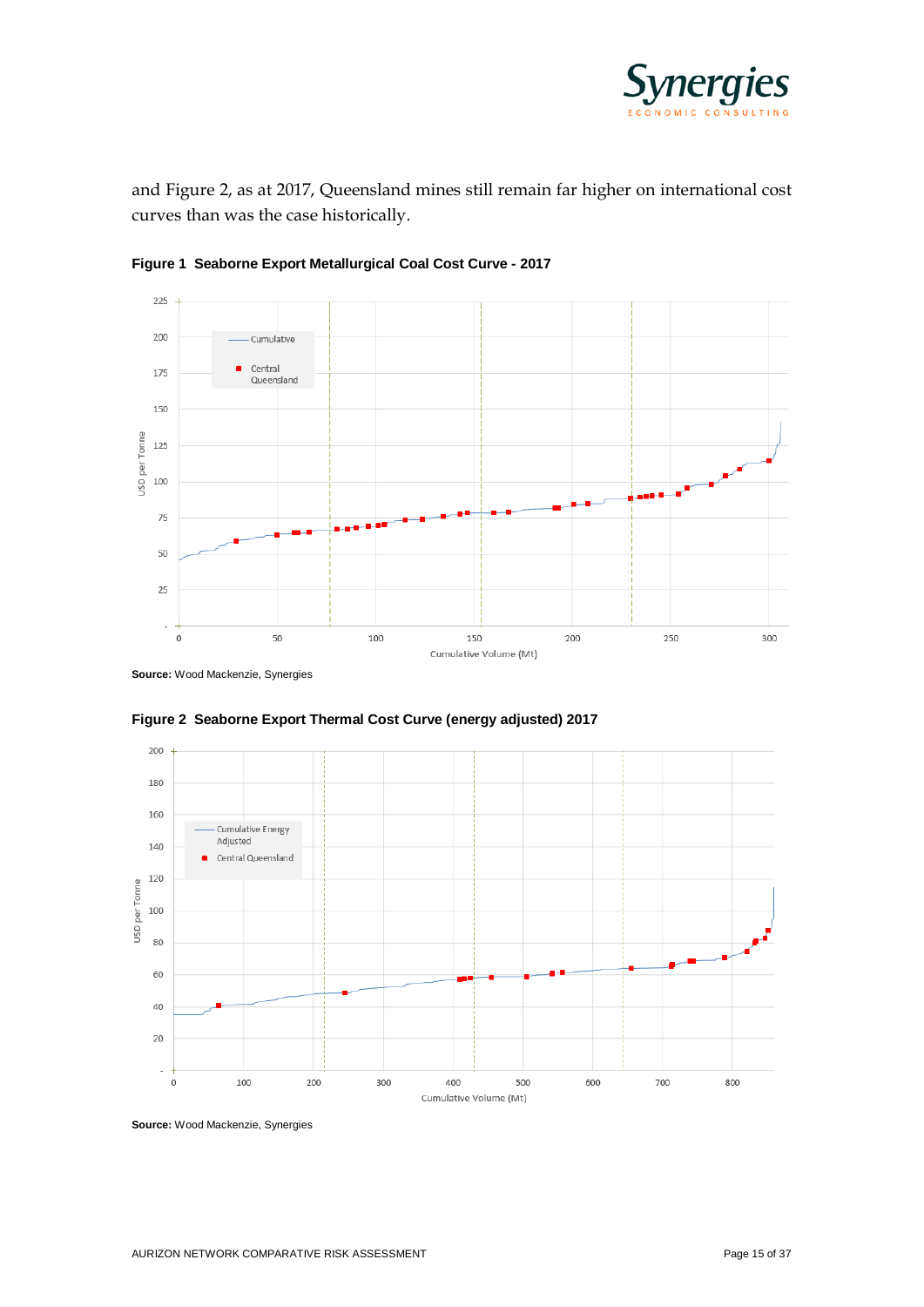and Figure 2, as at 2017, Queensland mines still remain far higher on international cost curves than was the case historically.

**Figure 1 Seaborne Export Metallurgical Coal Cost Curve - 2017**

**Source:** Wood Mackenzie, Synergies

**Figure 2 Seaborne Export Thermal Cost Curve (energy adjusted) 2017**

**Source:** Wood Mackenzie, Synergies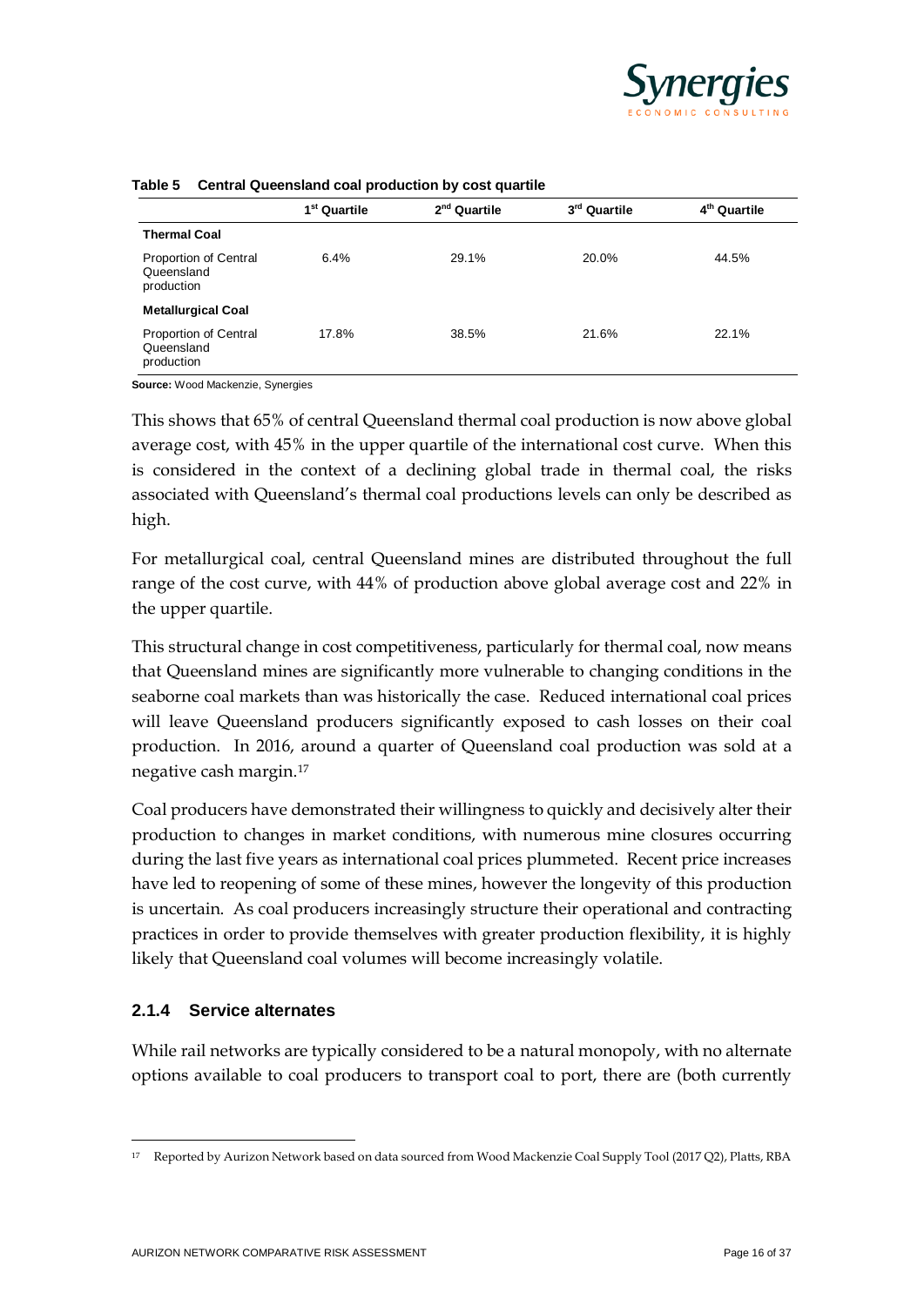**Table 5 Central Queensland coal production by cost quartile**

| | 1st Quartile | 2nd Quartile | 3rd Quartile | 4th Quartile |
|---|---|---|---|---|
| **Thermal Coal** | | | | |
| Proportion of Central Queensland production | 6.4% | 29.1% | 20.0% | 44.5% |
| **Metallurgical Coal** | | | | |
| Proportion of Central Queensland production | 17.8% | 38.5% | 21.6% | 22.1% |

**Source:** Wood Mackenzie, Synergies

This shows that 65% of central Queensland thermal coal production is now above global average cost, with 45% in the upper quartile of the international cost curve. When this is considered in the context of a declining global trade in thermal coal, the risks associated with Queensland's thermal coal productions levels can only be described as high.

For metallurgical coal, central Queensland mines are distributed throughout the full range of the cost curve, with 44% of production above global average cost and 22% in the upper quartile.

This structural change in cost competitiveness, particularly for thermal coal, now means that Queensland mines are significantly more vulnerable to changing conditions in the seaborne coal markets than was historically the case. Reduced international coal prices will leave Queensland producers significantly exposed to cash losses on their coal production. In 2016, around a quarter of Queensland coal production was sold at a negative cash margin.[17]

Coal producers have demonstrated their willingness to quickly and decisively alter their production to changes in market conditions, with numerous mine closures occurring during the last five years as international coal prices plummeted. Recent price increases have led to reopening of some of these mines, however the longevity of this production is uncertain. As coal producers increasingly structure their operational and contracting practices in order to provide themselves with greater production flexibility, it is highly likely that Queensland coal volumes will become increasingly volatile.

### 2.1.4 Service alternates

While rail networks are typically considered to be a natural monopoly, with no alternate options available to coal producers to transport coal to port, there are (both currently

[17] Reported by Aurizon Network based on data sourced from Wood Mackenzie Coal Supply Tool (2017 Q2), Platts, RBA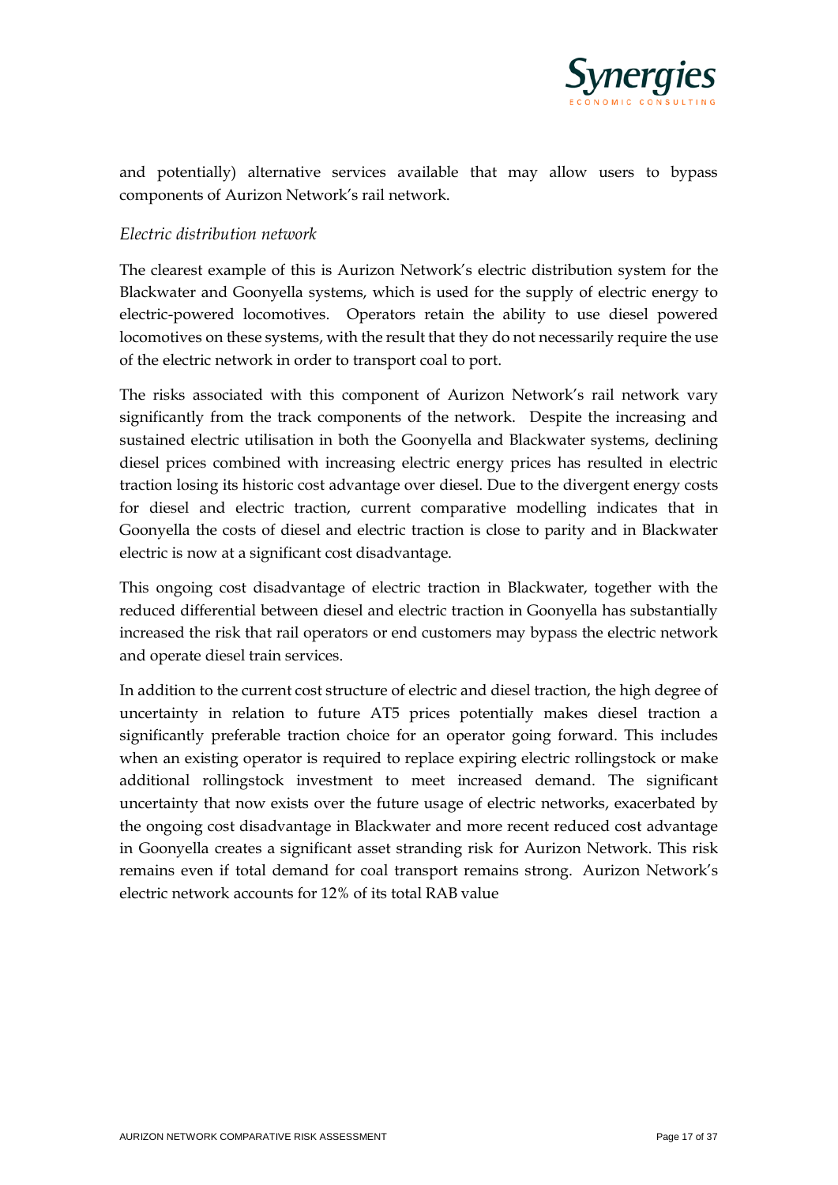and potentially) alternative services available that may allow users to bypass components of Aurizon Network's rail network.

### *Electric distribution network*

The clearest example of this is Aurizon Network's electric distribution system for the Blackwater and Goonyella systems, which is used for the supply of electric energy to electric-powered locomotives. Operators retain the ability to use diesel powered locomotives on these systems, with the result that they do not necessarily require the use of the electric network in order to transport coal to port.

The risks associated with this component of Aurizon Network's rail network vary significantly from the track components of the network. Despite the increasing and sustained electric utilisation in both the Goonyella and Blackwater systems, declining diesel prices combined with increasing electric energy prices has resulted in electric traction losing its historic cost advantage over diesel. Due to the divergent energy costs for diesel and electric traction, current comparative modelling indicates that in Goonyella the costs of diesel and electric traction is close to parity and in Blackwater electric is now at a significant cost disadvantage.

This ongoing cost disadvantage of electric traction in Blackwater, together with the reduced differential between diesel and electric traction in Goonyella has substantially increased the risk that rail operators or end customers may bypass the electric network and operate diesel train services.

In addition to the current cost structure of electric and diesel traction, the high degree of uncertainty in relation to future AT5 prices potentially makes diesel traction a significantly preferable traction choice for an operator going forward. This includes when an existing operator is required to replace expiring electric rollingstock or make additional rollingstock investment to meet increased demand. The significant uncertainty that now exists over the future usage of electric networks, exacerbated by the ongoing cost disadvantage in Blackwater and more recent reduced cost advantage in Goonyella creates a significant asset stranding risk for Aurizon Network. This risk remains even if total demand for coal transport remains strong. Aurizon Network's electric network accounts for 12% of its total RAB value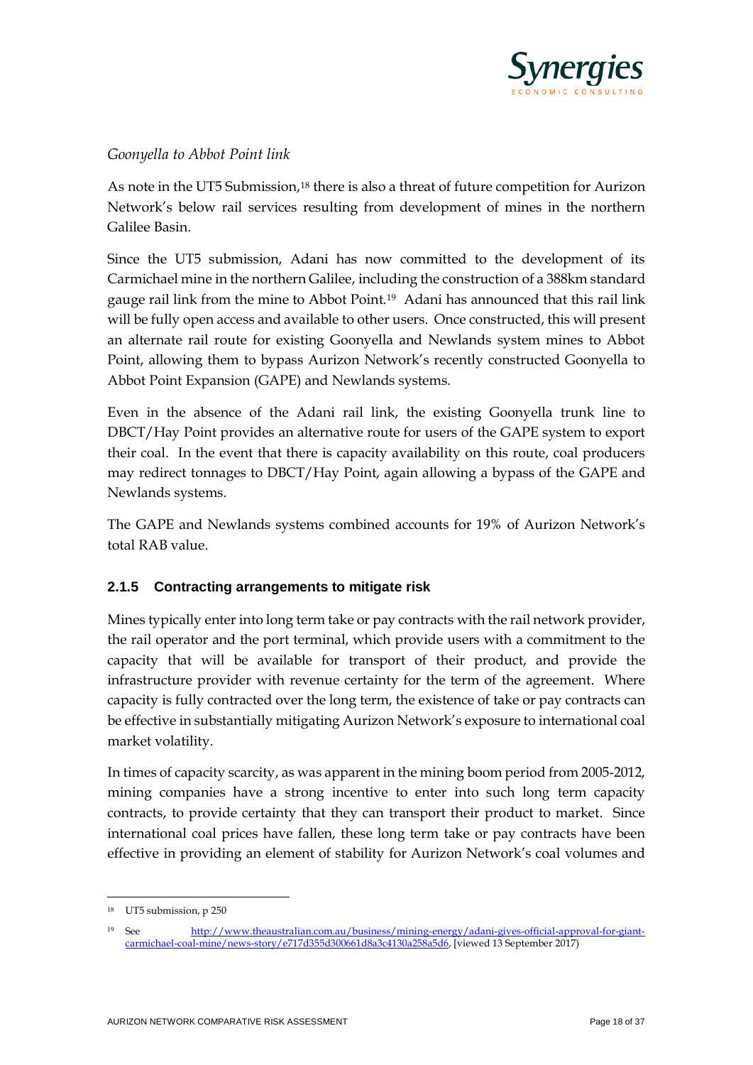*Goonyella to Abbot Point link*

As note in the UT5 Submission,[18] there is also a threat of future competition for Aurizon Network's below rail services resulting from development of mines in the northern Galilee Basin.

Since the UT5 submission, Adani has now committed to the development of its Carmichael mine in the northern Galilee, including the construction of a 388km standard gauge rail link from the mine to Abbot Point.[19] Adani has announced that this rail link will be fully open access and available to other users. Once constructed, this will present an alternate rail route for existing Goonyella and Newlands system mines to Abbot Point, allowing them to bypass Aurizon Network's recently constructed Goonyella to Abbot Point Expansion (GAPE) and Newlands systems.

Even in the absence of the Adani rail link, the existing Goonyella trunk line to DBCT/Hay Point provides an alternative route for users of the GAPE system to export their coal. In the event that there is capacity availability on this route, coal producers may redirect tonnages to DBCT/Hay Point, again allowing a bypass of the GAPE and Newlands systems.

The GAPE and Newlands systems combined accounts for 19% of Aurizon Network's total RAB value.

### 2.1.5 Contracting arrangements to mitigate risk

Mines typically enter into long term take or pay contracts with the rail network provider, the rail operator and the port terminal, which provide users with a commitment to the capacity that will be available for transport of their product, and provide the infrastructure provider with revenue certainty for the term of the agreement. Where capacity is fully contracted over the long term, the existence of take or pay contracts can be effective in substantially mitigating Aurizon Network's exposure to international coal market volatility.

In times of capacity scarcity, as was apparent in the mining boom period from 2005-2012, mining companies have a strong incentive to enter into such long term capacity contracts, to provide certainty that they can transport their product to market. Since international coal prices have fallen, these long term take or pay contracts have been effective in providing an element of stability for Aurizon Network's coal volumes and

---

[18] UT5 submission, p 250

[19] See http://www.theaustralian.com.au/business/mining-energy/adani-gives-official-approval-for-giant-carmichael-coal-mine/news-story/e717d355d300661d8a3c4130a258a5d6, [viewed 13 September 2017)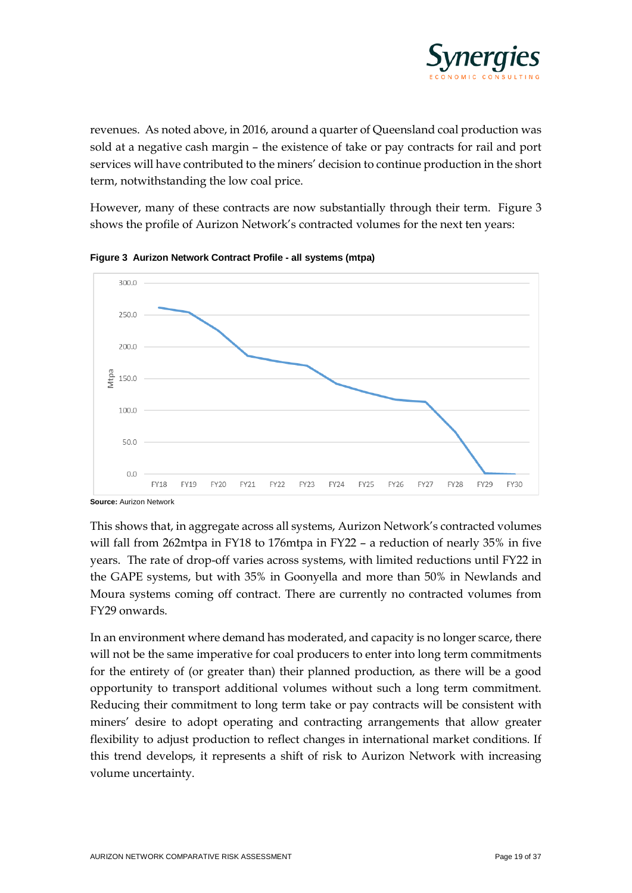revenues. As noted above, in 2016, around a quarter of Queensland coal production was sold at a negative cash margin – the existence of take or pay contracts for rail and port services will have contributed to the miners' decision to continue production in the short term, notwithstanding the low coal price.

However, many of these contracts are now substantially through their term. Figure 3 shows the profile of Aurizon Network's contracted volumes for the next ten years:

**Figure 3 Aurizon Network Contract Profile - all systems (mtpa)**

Mtpa

300.0
250.0
200.0
150.0
100.0
50.0
0.0

FY18 FY19 FY20 FY21 FY22 FY23 FY24 FY25 FY26 FY27 FY28 FY29 FY30

**Source:** Aurizon Network

This shows that, in aggregate across all systems, Aurizon Network's contracted volumes will fall from 262mtpa in FY18 to 176mtpa in FY22 – a reduction of nearly 35% in five years. The rate of drop-off varies across systems, with limited reductions until FY22 in the GAPE systems, but with 35% in Goonyella and more than 50% in Newlands and Moura systems coming off contract. There are currently no contracted volumes from FY29 onwards.

In an environment where demand has moderated, and capacity is no longer scarce, there will not be the same imperative for coal producers to enter into long term commitments for the entirety of (or greater than) their planned production, as there will be a good opportunity to transport additional volumes without such a long term commitment. Reducing their commitment to long term take or pay contracts will be consistent with miners' desire to adopt operating and contracting arrangements that allow greater flexibility to adjust production to reflect changes in international market conditions. If this trend develops, it represents a shift of risk to Aurizon Network with increasing volume uncertainty.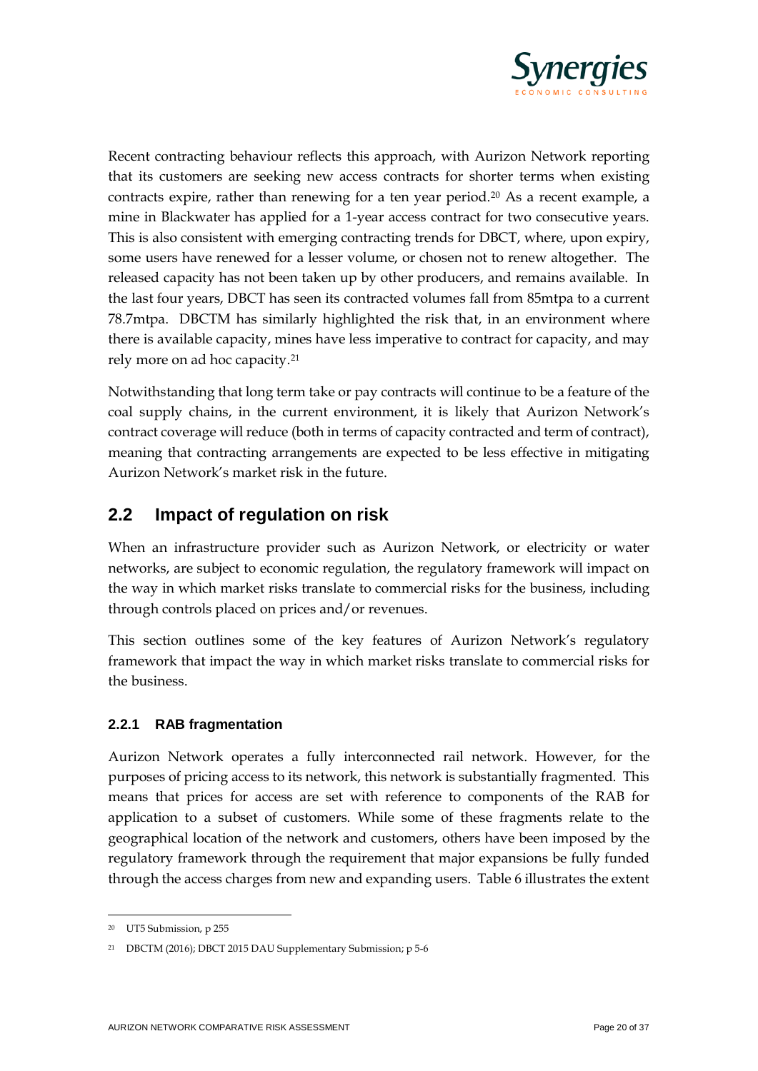Recent contracting behaviour reflects this approach, with Aurizon Network reporting that its customers are seeking new access contracts for shorter terms when existing contracts expire, rather than renewing for a ten year period.[20] As a recent example, a mine in Blackwater has applied for a 1-year access contract for two consecutive years. This is also consistent with emerging contracting trends for DBCT, where, upon expiry, some users have renewed for a lesser volume, or chosen not to renew altogether. The released capacity has not been taken up by other producers, and remains available. In the last four years, DBCT has seen its contracted volumes fall from 85mtpa to a current 78.7mtpa. DBCTM has similarly highlighted the risk that, in an environment where there is available capacity, mines have less imperative to contract for capacity, and may rely more on ad hoc capacity.[21]

Notwithstanding that long term take or pay contracts will continue to be a feature of the coal supply chains, in the current environment, it is likely that Aurizon Network's contract coverage will reduce (both in terms of capacity contracted and term of contract), meaning that contracting arrangements are expected to be less effective in mitigating Aurizon Network's market risk in the future.

## 2.2 Impact of regulation on risk

When an infrastructure provider such as Aurizon Network, or electricity or water networks, are subject to economic regulation, the regulatory framework will impact on the way in which market risks translate to commercial risks for the business, including through controls placed on prices and/or revenues.

This section outlines some of the key features of Aurizon Network's regulatory framework that impact the way in which market risks translate to commercial risks for the business.

### 2.2.1 RAB fragmentation

Aurizon Network operates a fully interconnected rail network. However, for the purposes of pricing access to its network, this network is substantially fragmented. This means that prices for access are set with reference to components of the RAB for application to a subset of customers. While some of these fragments relate to the geographical location of the network and customers, others have been imposed by the regulatory framework through the requirement that major expansions be fully funded through the access charges from new and expanding users. Table 6 illustrates the extent

[20] UT5 Submission, p 255

[21] DBCTM (2016); DBCT 2015 DAU Supplementary Submission; p 5-6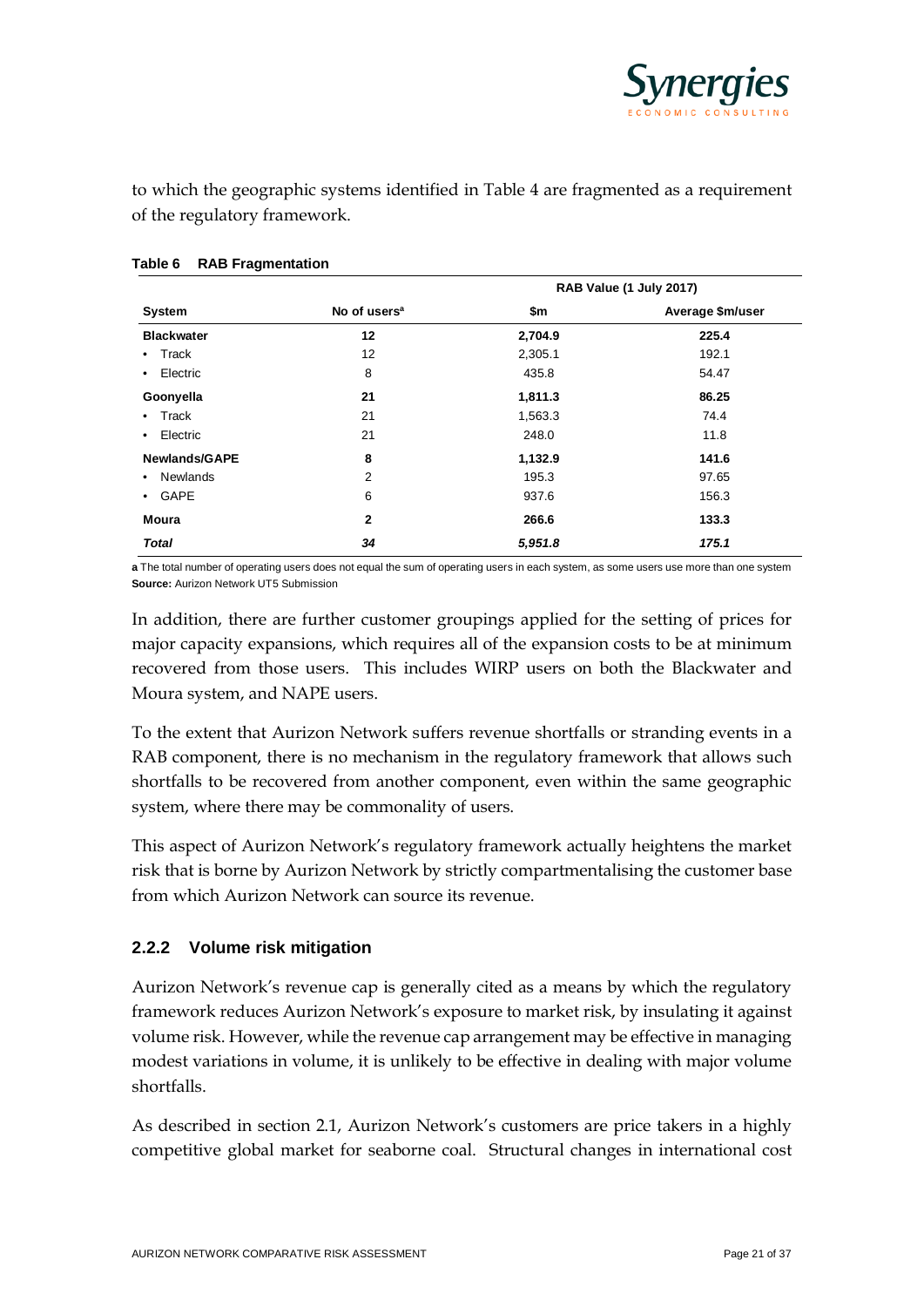to which the geographic systems identified in Table 4 are fragmented as a requirement of the regulatory framework.

**Table 6 RAB Fragmentation**

| | | RAB Value (1 July 2017) | |
|---|---|---|---|
| **System** | **No of users[a]** | **$m** | **Average $m/user** |
| **Blackwater** | **12** | **2,704.9** | **225.4** |
| • Track | 12 | 2,305.1 | 192.1 |
| • Electric | 8 | 435.8 | 54.47 |
| **Goonyella** | **21** | **1,811.3** | **86.25** |
| • Track | 21 | 1,563.3 | 74.4 |
| • Electric | 21 | 248.0 | 11.8 |
| **Newlands/GAPE** | **8** | **1,132.9** | **141.6** |
| • Newlands | 2 | 195.3 | 97.65 |
| • GAPE | 6 | 937.6 | 156.3 |
| **Moura** | **2** | **266.6** | **133.3** |
| ***Total*** | ***34*** | ***5,951.8*** | ***175.1*** |

**a** The total number of operating users does not equal the sum of operating users in each system, as some users use more than one system
**Source:** Aurizon Network UT5 Submission

In addition, there are further customer groupings applied for the setting of prices for major capacity expansions, which requires all of the expansion costs to be at minimum recovered from those users. This includes WIRP users on both the Blackwater and Moura system, and NAPE users.

To the extent that Aurizon Network suffers revenue shortfalls or stranding events in a RAB component, there is no mechanism in the regulatory framework that allows such shortfalls to be recovered from another component, even within the same geographic system, where there may be commonality of users.

This aspect of Aurizon Network's regulatory framework actually heightens the market risk that is borne by Aurizon Network by strictly compartmentalising the customer base from which Aurizon Network can source its revenue.

### 2.2.2 Volume risk mitigation

Aurizon Network's revenue cap is generally cited as a means by which the regulatory framework reduces Aurizon Network's exposure to market risk, by insulating it against volume risk. However, while the revenue cap arrangement may be effective in managing modest variations in volume, it is unlikely to be effective in dealing with major volume shortfalls.

As described in section 2.1, Aurizon Network's customers are price takers in a highly competitive global market for seaborne coal. Structural changes in international cost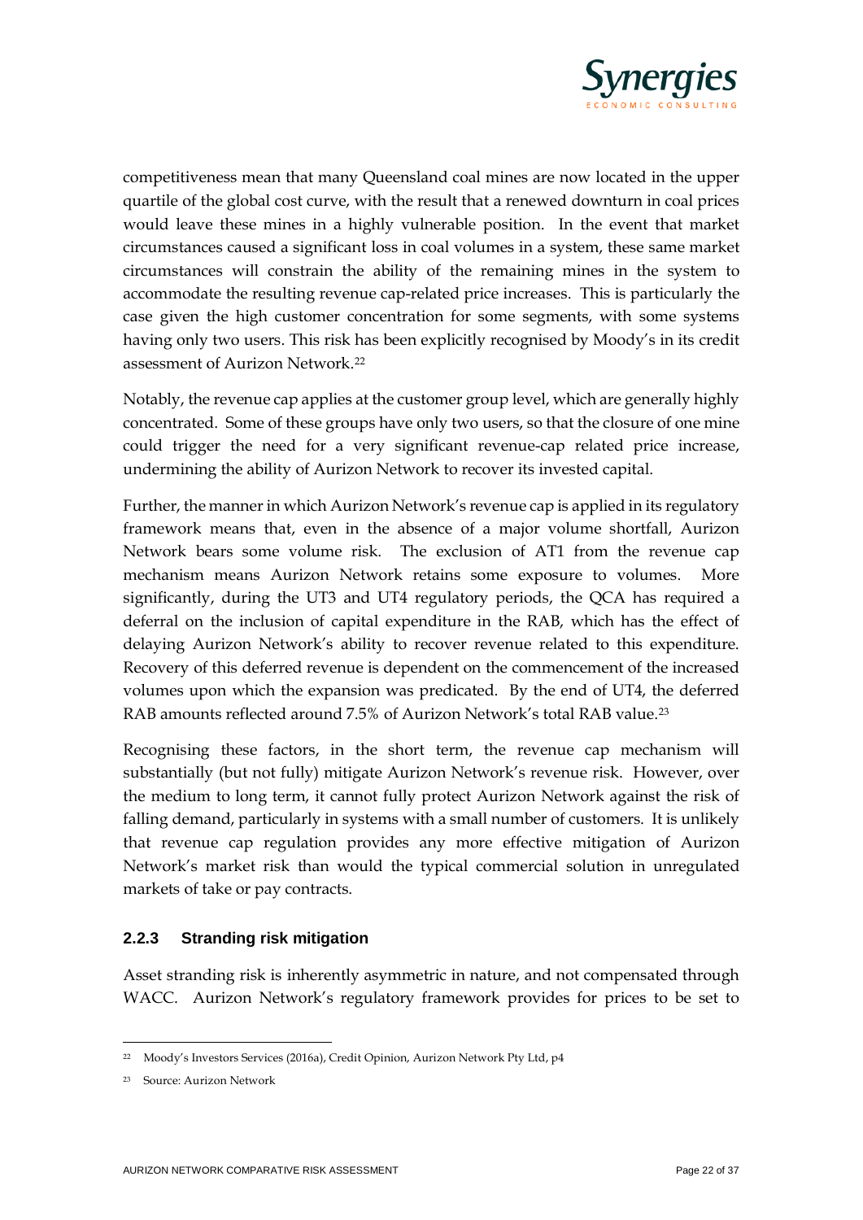competitiveness mean that many Queensland coal mines are now located in the upper quartile of the global cost curve, with the result that a renewed downturn in coal prices would leave these mines in a highly vulnerable position. In the event that market circumstances caused a significant loss in coal volumes in a system, these same market circumstances will constrain the ability of the remaining mines in the system to accommodate the resulting revenue cap-related price increases. This is particularly the case given the high customer concentration for some segments, with some systems having only two users. This risk has been explicitly recognised by Moody's in its credit assessment of Aurizon Network.[22]

Notably, the revenue cap applies at the customer group level, which are generally highly concentrated. Some of these groups have only two users, so that the closure of one mine could trigger the need for a very significant revenue-cap related price increase, undermining the ability of Aurizon Network to recover its invested capital.

Further, the manner in which Aurizon Network's revenue cap is applied in its regulatory framework means that, even in the absence of a major volume shortfall, Aurizon Network bears some volume risk. The exclusion of AT1 from the revenue cap mechanism means Aurizon Network retains some exposure to volumes. More significantly, during the UT3 and UT4 regulatory periods, the QCA has required a deferral on the inclusion of capital expenditure in the RAB, which has the effect of delaying Aurizon Network's ability to recover revenue related to this expenditure. Recovery of this deferred revenue is dependent on the commencement of the increased volumes upon which the expansion was predicated. By the end of UT4, the deferred RAB amounts reflected around 7.5% of Aurizon Network's total RAB value.[23]

Recognising these factors, in the short term, the revenue cap mechanism will substantially (but not fully) mitigate Aurizon Network's revenue risk. However, over the medium to long term, it cannot fully protect Aurizon Network against the risk of falling demand, particularly in systems with a small number of customers. It is unlikely that revenue cap regulation provides any more effective mitigation of Aurizon Network's market risk than would the typical commercial solution in unregulated markets of take or pay contracts.

### 2.2.3 Stranding risk mitigation

Asset stranding risk is inherently asymmetric in nature, and not compensated through WACC. Aurizon Network's regulatory framework provides for prices to be set to

[22] Moody's Investors Services (2016a), Credit Opinion, Aurizon Network Pty Ltd, p4

[23] Source: Aurizon Network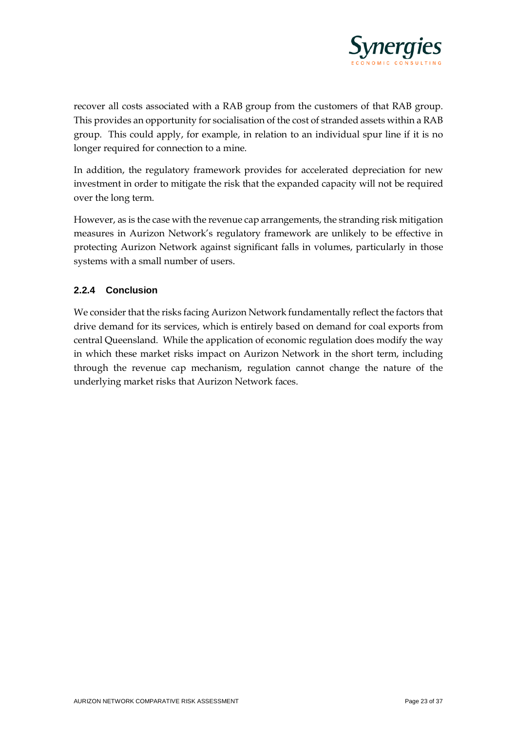recover all costs associated with a RAB group from the customers of that RAB group. This provides an opportunity for socialisation of the cost of stranded assets within a RAB group. This could apply, for example, in relation to an individual spur line if it is no longer required for connection to a mine.

In addition, the regulatory framework provides for accelerated depreciation for new investment in order to mitigate the risk that the expanded capacity will not be required over the long term.

However, as is the case with the revenue cap arrangements, the stranding risk mitigation measures in Aurizon Network's regulatory framework are unlikely to be effective in protecting Aurizon Network against significant falls in volumes, particularly in those systems with a small number of users.

### 2.2.4 Conclusion

We consider that the risks facing Aurizon Network fundamentally reflect the factors that drive demand for its services, which is entirely based on demand for coal exports from central Queensland. While the application of economic regulation does modify the way in which these market risks impact on Aurizon Network in the short term, including through the revenue cap mechanism, regulation cannot change the nature of the underlying market risks that Aurizon Network faces.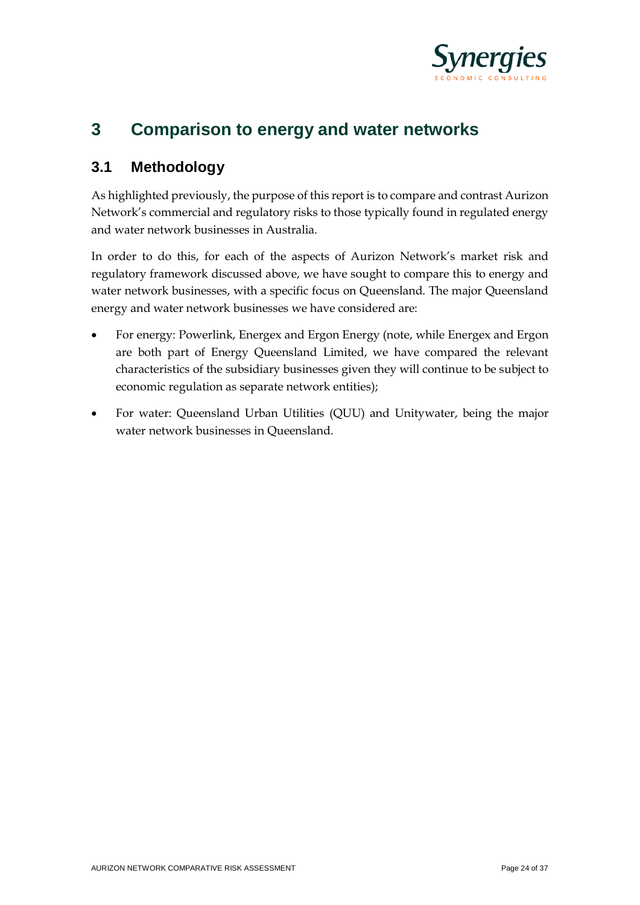# 3 Comparison to energy and water networks

## 3.1 Methodology

As highlighted previously, the purpose of this report is to compare and contrast Aurizon Network's commercial and regulatory risks to those typically found in regulated energy and water network businesses in Australia.

In order to do this, for each of the aspects of Aurizon Network's market risk and regulatory framework discussed above, we have sought to compare this to energy and water network businesses, with a specific focus on Queensland. The major Queensland energy and water network businesses we have considered are:

- For energy: Powerlink, Energex and Ergon Energy (note, while Energex and Ergon are both part of Energy Queensland Limited, we have compared the relevant characteristics of the subsidiary businesses given they will continue to be subject to economic regulation as separate network entities);
- For water: Queensland Urban Utilities (QUU) and Unitywater, being the major water network businesses in Queensland.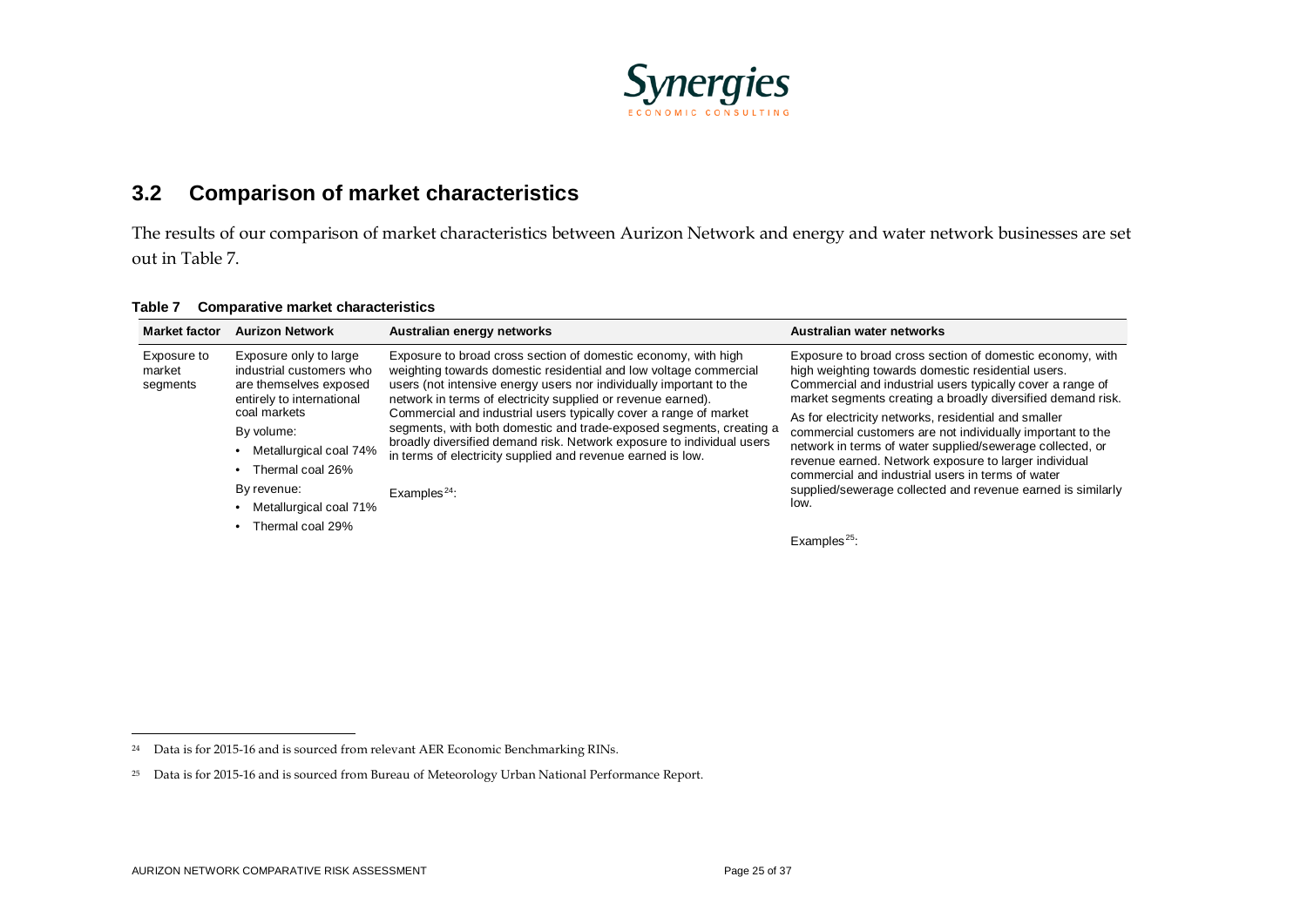## 3.2 Comparison of market characteristics

The results of our comparison of market characteristics between Aurizon Network and energy and water network businesses are set out in Table 7.

**Table 7 Comparative market characteristics**

| Market factor | Aurizon Network | Australian energy networks | Australian water networks |
|---|---|---|---|
| Exposure to market segments | Exposure only to large industrial customers who are themselves exposed entirely to international coal markets<br>By volume:<br>• Metallurgical coal 74%<br>• Thermal coal 26%<br>By revenue:<br>• Metallurgical coal 71%<br>• Thermal coal 29% | Exposure to broad cross section of domestic economy, with high weighting towards domestic residential and low voltage commercial users (not intensive energy users nor individually important to the network in terms of electricity supplied or revenue earned).<br>Commercial and industrial users typically cover a range of market segments, with both domestic and trade-exposed segments, creating a broadly diversified demand risk. Network exposure to individual users in terms of electricity supplied and revenue earned is low.<br><br>Examples[24]: | Exposure to broad cross section of domestic economy, with high weighting towards domestic residential users. Commercial and industrial users typically cover a range of market segments creating a broadly diversified demand risk.<br>As for electricity networks, residential and smaller commercial customers are not individually important to the network in terms of water supplied/sewerage collected, or revenue earned. Network exposure to larger individual commercial and industrial users in terms of water supplied/sewerage collected and revenue earned is similarly low.<br><br>Examples[25]: |

[24] Data is for 2015-16 and is sourced from relevant AER Economic Benchmarking RINs.

[25] Data is for 2015-16 and is sourced from Bureau of Meteorology Urban National Performance Report.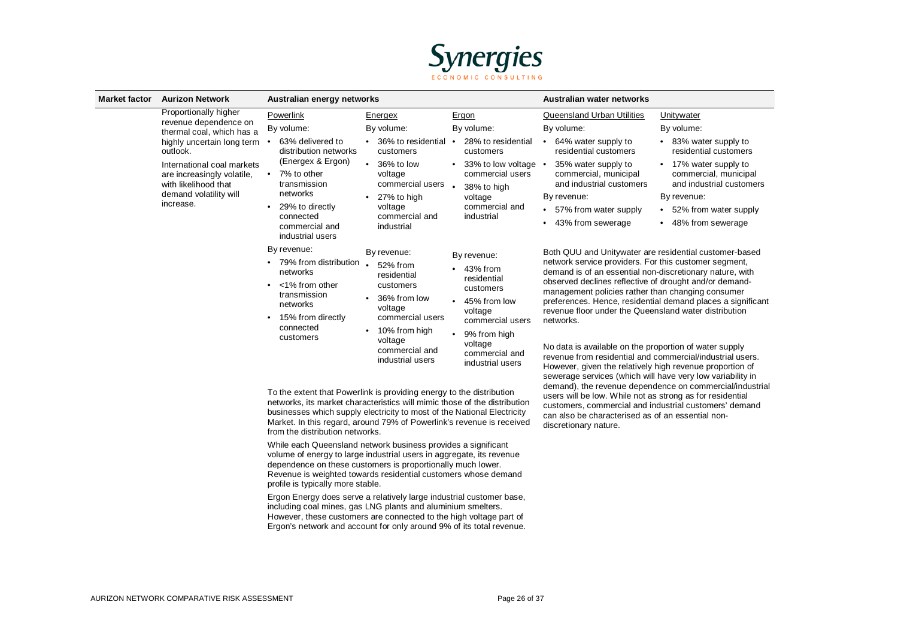| Market factor | Aurizon Network | Australian energy networks | | | Australian water networks | |
|---|---|---|---|---|---|---|
| | Proportionally higher revenue dependence on thermal coal, which has a highly uncertain long term outlook.<br><br>International coal markets are increasingly volatile, with likelihood that demand volatility will increase. | Powerlink<br>By volume:<br>• 63% delivered to distribution networks (Energex & Ergon)<br>• 7% to other transmission networks<br>• 29% to directly connected commercial and industrial users<br>By revenue:<br>• 79% from distribution networks<br>• <1% from other transmission networks<br>• 15% from directly connected customers | Energex<br>By volume:<br>• 36% to residential customers<br>• 36% to low voltage commercial users<br>• 27% to high voltage commercial and industrial<br>By revenue:<br>• 52% from residential customers<br>• 36% from low voltage commercial users<br>• 10% from high voltage commercial and industrial users | Ergon<br>By volume:<br>• 28% to residential customers<br>• 33% to low voltage commercial users<br>• 38% to high voltage commercial and industrial<br>By revenue:<br>• 43% from residential customers<br>• 45% from low voltage commercial users<br>• 9% from high voltage commercial and industrial users | Queensland Urban Utilities<br>By volume:<br>• 64% water supply to residential customers<br>• 35% water supply to commercial, municipal and industrial customers<br>By revenue:<br>• 57% from water supply<br>• 43% from sewerage | Unitywater<br>By volume:<br>• 83% water supply to residential customers<br>• 17% water supply to commercial, municipal and industrial customers<br>By revenue:<br>• 52% from water supply<br>• 48% from sewerage |
| | | To the extent that Powerlink is providing energy to the distribution networks, its market characteristics will mimic those of the distribution businesses which supply electricity to most of the National Electricity Market. In this regard, around 79% of Powerlink's revenue is received from the distribution networks.<br><br>While each Queensland network business provides a significant volume of energy to large industrial users in aggregate, its revenue dependence on these customers is proportionally much lower. Revenue is weighted towards residential customers whose demand profile is typically more stable.<br><br>Ergon Energy does serve a relatively large industrial customer base, including coal mines, gas LNG plants and aluminium smelters. However, these customers are connected to the high voltage part of Ergon's network and account for only around 9% of its total revenue. | | | Both QUU and Unitywater are residential customer-based network service providers. For this customer segment, demand is of an essential non-discretionary nature, with observed declines reflective of drought and/or demand-management policies rather than changing consumer preferences. Hence, residential demand places a significant revenue floor under the Queensland water distribution networks.<br><br>No data is available on the proportion of water supply revenue from residential and commercial/industrial users. However, given the relatively high revenue proportion of sewerage services (which will have very low variability in demand), the revenue dependence on commercial/industrial users will be low. While not as strong as for residential customers, commercial and industrial customers' demand can also be characterised as of an essential non-discretionary nature. | |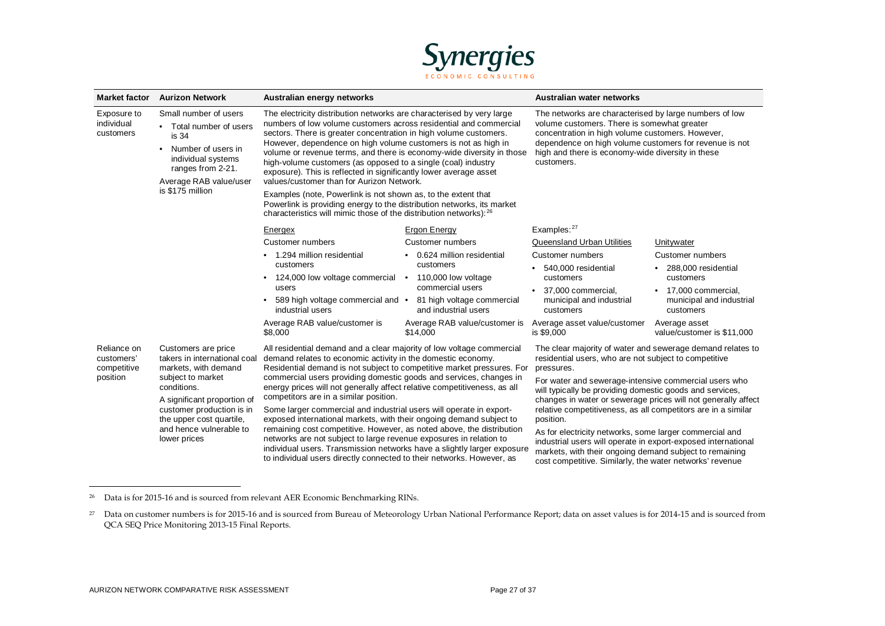| Market factor | Aurizon Network | Australian energy networks | | Australian water networks | |
|---|---|---|---|---|---|
| Exposure to individual customers | Small number of users<br>• Total number of users is 34<br>• Number of users in individual systems ranges from 2-21.<br>Average RAB value/user is $175 million | The electricity distribution networks are characterised by very large numbers of low volume customers across residential and commercial sectors. There is greater concentration in high volume customers. However, dependence on high volume customers is not as high in volume or revenue terms, and there is economy-wide diversity in those high-volume customers (as opposed to a single (coal) industry exposure). This is reflected in significantly lower average asset values/customer than for Aurizon Network.<br>Examples (note, Powerlink is not shown as, to the extent that Powerlink is providing energy to the distribution networks, its market characteristics will mimic those of the distribution networks):[26] | | The networks are characterised by large numbers of low volume customers. There is somewhat greater concentration in high volume customers. However, dependence on high volume customers for revenue is not high and there is economy-wide diversity in these customers. | |
| | | Energex<br>Customer numbers<br>• 1.294 million residential customers<br>• 124,000 low voltage commercial users<br>• 589 high voltage commercial and industrial users<br>Average RAB value/customer is $8,000 | Ergon Energy<br>Customer numbers<br>• 0.624 million residential customers<br>• 110,000 low voltage commercial users<br>• 81 high voltage commercial and industrial users<br>Average RAB value/customer is $14,000 | Examples:[27]<br>Queensland Urban Utilities<br>Customer numbers<br>• 540,000 residential customers<br>• 37,000 commercial, municipal and industrial customers<br>Average asset value/customer is $9,000 | Unitywater<br>Customer numbers<br>• 288,000 residential customers<br>• 17,000 commercial, municipal and industrial customers<br>Average asset value/customer is $11,000 |
| Reliance on customers' competitive position | Customers are price takers in international coal markets, with demand subject to market conditions.<br>A significant proportion of customer production is in the upper cost quartile, and hence vulnerable to lower prices | All residential demand and a clear majority of low voltage commercial demand relates to economic activity in the domestic economy. Residential demand is not subject to competitive market pressures. For commercial users providing domestic goods and services, changes in energy prices will not generally affect relative competitiveness, as all competitors are in a similar position.<br>Some larger commercial and industrial users will operate in export-exposed international markets, with their ongoing demand subject to remaining cost competitive. However, as noted above, the distribution networks are not subject to large revenue exposures in relation to individual users. Transmission networks have a slightly larger exposure to individual users directly connected to their networks. However, as | | The clear majority of water and sewerage demand relates to residential users, who are not subject to competitive pressures.<br>For water and sewerage-intensive commercial users who will typically be providing domestic goods and services, changes in water or sewerage prices will not generally affect relative competitiveness, as all competitors are in a similar position.<br>As for electricity networks, some larger commercial and industrial users will operate in export-exposed international markets, with their ongoing demand subject to remaining cost competitive. Similarly, the water networks' revenue | |

[26] Data is for 2015-16 and is sourced from relevant AER Economic Benchmarking RINs.

[27] Data on customer numbers is for 2015-16 and is sourced from Bureau of Meteorology Urban National Performance Report; data on asset values is for 2014-15 and is sourced from QCA SEQ Price Monitoring 2013-15 Final Reports.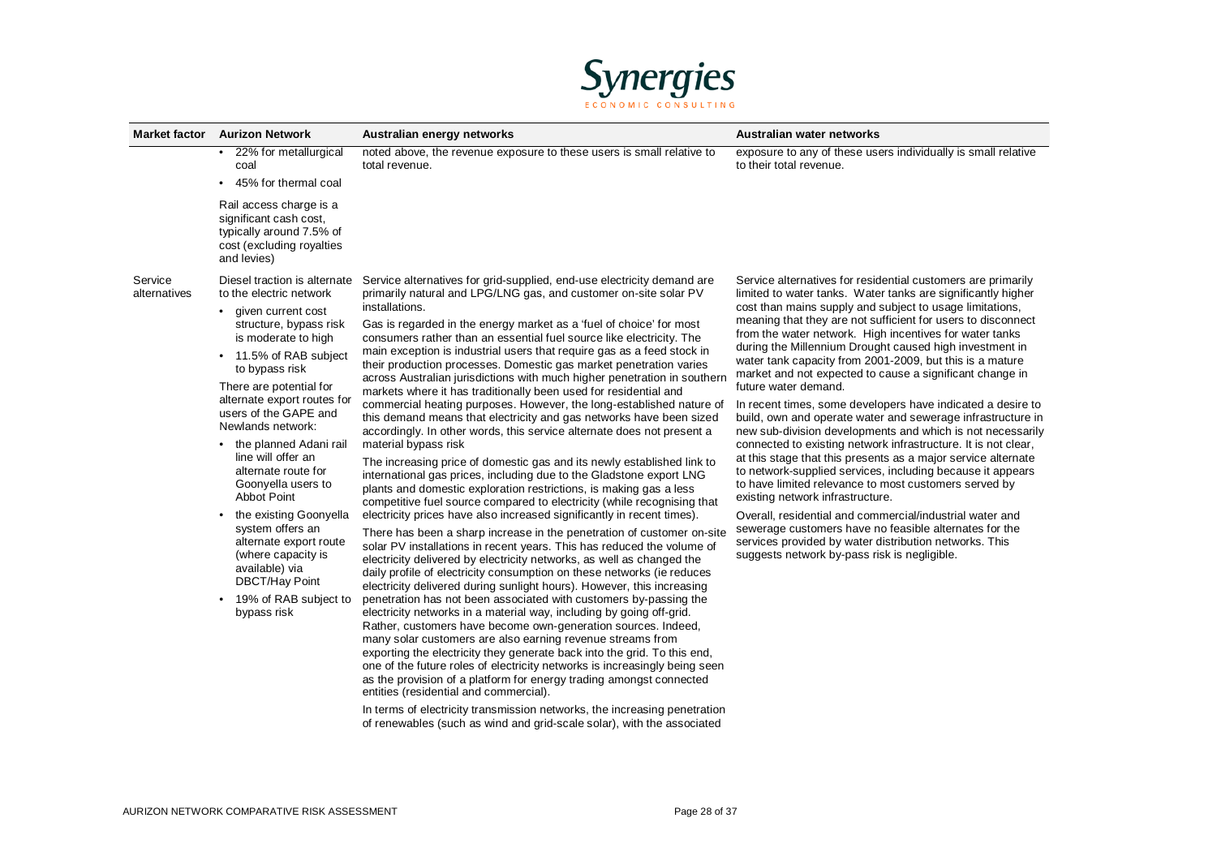| Market factor | Aurizon Network | Australian energy networks | Australian water networks |
|---|---|---|---|
| | • 22% for metallurgical coal<br>• 45% for thermal coal<br><br>Rail access charge is a significant cash cost, typically around 7.5% of cost (excluding royalties and levies) | noted above, the revenue exposure to these users is small relative to total revenue. | exposure to any of these users individually is small relative to their total revenue. |
| Service alternatives | Diesel traction is alternate to the electric network<br>• given current cost structure, bypass risk is moderate to high<br>• 11.5% of RAB subject to bypass risk<br><br>There are potential for alternate export routes for users of the GAPE and Newlands network:<br>• the planned Adani rail line will offer an alternate route for Goonyella users to Abbot Point<br>• the existing Goonyella system offers an alternate export route (where capacity is available) via DBCT/Hay Point<br>• 19% of RAB subject to bypass risk | Service alternatives for grid-supplied, end-use electricity demand are primarily natural and LPG/LNG gas, and customer on-site solar PV installations.<br><br>Gas is regarded in the energy market as a 'fuel of choice' for most consumers rather than an essential fuel source like electricity. The main exception is industrial users that require gas as a feed stock in their production processes. Domestic gas market penetration varies across Australian jurisdictions with much higher penetration in southern markets where it has traditionally been used for residential and commercial heating purposes. However, the long-established nature of this demand means that electricity and gas networks have been sized accordingly. In other words, this service alternate does not present a material bypass risk<br><br>The increasing price of domestic gas and its newly established link to international gas prices, including due to the Gladstone export LNG plants and domestic exploration restrictions, is making gas a less competitive fuel source compared to electricity (while recognising that electricity prices have also increased significantly in recent times).<br><br>There has been a sharp increase in the penetration of customer on-site solar PV installations in recent years. This has reduced the volume of electricity delivered by electricity networks, as well as changed the daily profile of electricity consumption on these networks (ie reduces electricity delivered during sunlight hours). However, this increasing penetration has not been associated with customers by-passing the electricity networks in a material way, including by going off-grid. Rather, customers have become own-generation sources. Indeed, many solar customers are also earning revenue streams from exporting the electricity they generate back into the grid. To this end, one of the future roles of electricity networks is increasingly being seen as the provision of a platform for energy trading amongst connected entities (residential and commercial).<br><br>In terms of electricity transmission networks, the increasing penetration of renewables (such as wind and grid-scale solar), with the associated | Service alternatives for residential customers are primarily limited to water tanks. Water tanks are significantly higher cost than mains supply and subject to usage limitations, meaning that they are not sufficient for users to disconnect from the water network. High incentives for water tanks during the Millennium Drought caused high investment in water tank capacity from 2001-2009, but this is a mature market and not expected to cause a significant change in future water demand.<br><br>In recent times, some developers have indicated a desire to build, own and operate water and sewerage infrastructure in new sub-division developments and which is not necessarily connected to existing network infrastructure. It is not clear, at this stage that this presents as a major service alternate to network-supplied services, including because it appears to have limited relevance to most customers served by existing network infrastructure.<br><br>Overall, residential and commercial/industrial water and sewerage customers have no feasible alternates for the services provided by water distribution networks. This suggests network by-pass risk is negligible. |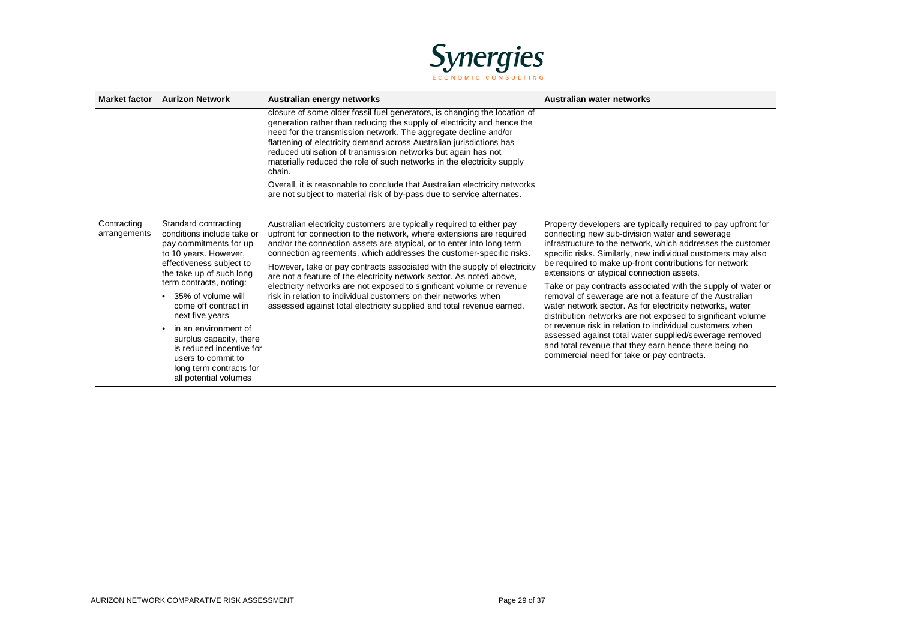| Market factor | Aurizon Network | Australian energy networks | Australian water networks |
| --- | --- | --- | --- |
| | | closure of some older fossil fuel generators, is changing the location of generation rather than reducing the supply of electricity and hence the need for the transmission network. The aggregate decline and/or flattening of electricity demand across Australian jurisdictions has reduced utilisation of transmission networks but again has not materially reduced the role of such networks in the electricity supply chain.<br><br>Overall, it is reasonable to conclude that Australian electricity networks are not subject to material risk of by-pass due to service alternates. | |
| Contracting arrangements | Standard contracting conditions include take or pay commitments for up to 10 years. However, effectiveness subject to the take up of such long term contracts, noting:<br>• 35% of volume will come off contract in next five years<br>• in an environment of surplus capacity, there is reduced incentive for users to commit to long term contracts for all potential volumes | Australian electricity customers are typically required to either pay upfront for connection to the network, where extensions are required and/or the connection assets are atypical, or to enter into long term connection agreements, which addresses the customer-specific risks.<br><br>However, take or pay contracts associated with the supply of electricity are not a feature of the electricity network sector. As noted above, electricity networks are not exposed to significant volume or revenue risk in relation to individual customers on their networks when assessed against total electricity supplied and total revenue earned. | Property developers are typically required to pay upfront for connecting new sub-division water and sewerage infrastructure to the network, which addresses the customer specific risks. Similarly, new individual customers may also be required to make up-front contributions for network extensions or atypical connection assets.<br><br>Take or pay contracts associated with the supply of water or removal of sewerage are not a feature of the Australian water network sector. As for electricity networks, water distribution networks are not exposed to significant volume or revenue risk in relation to individual customers when assessed against total water supplied/sewerage removed and total revenue that they earn hence there being no commercial need for take or pay contracts. |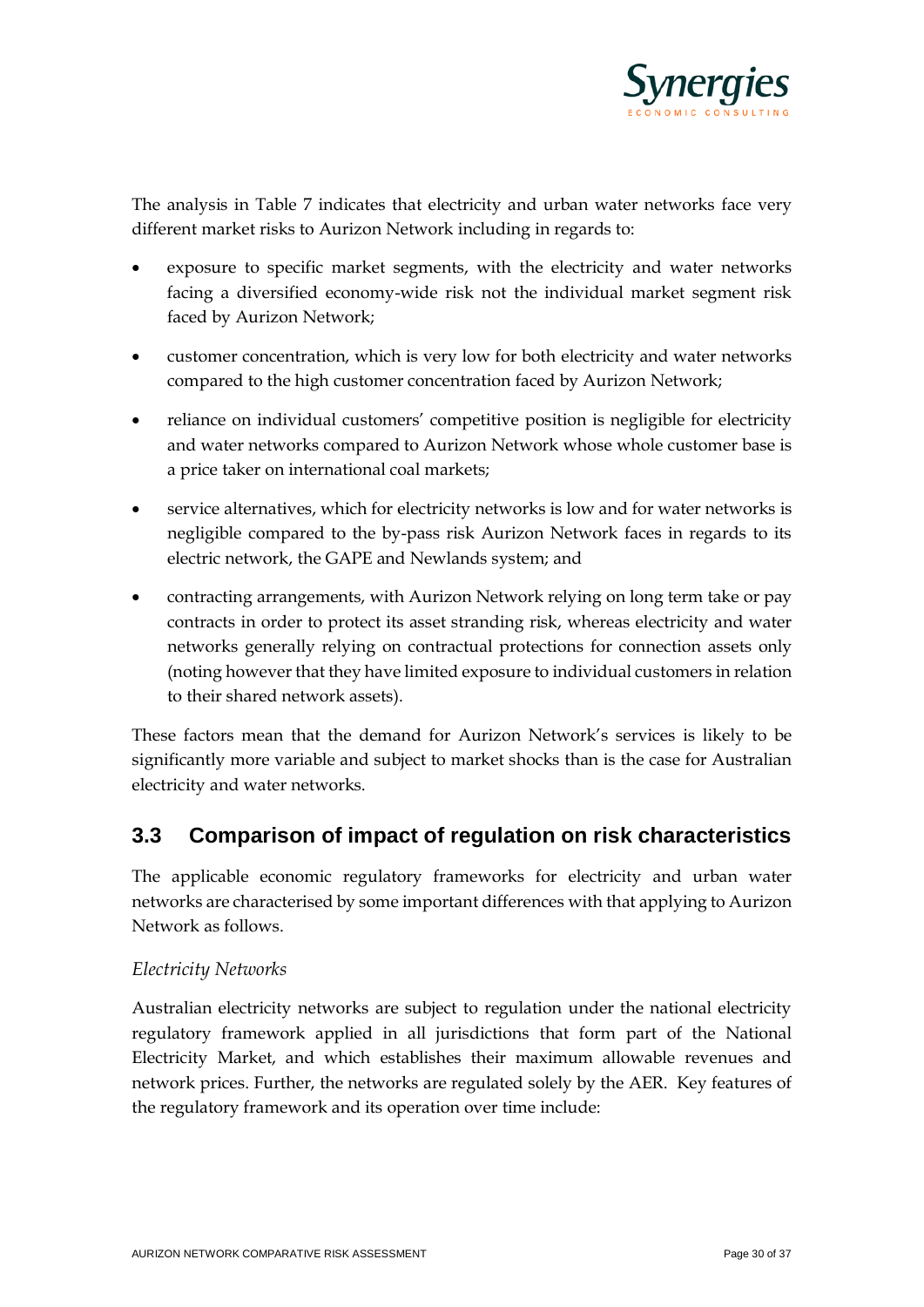The analysis in Table 7 indicates that electricity and urban water networks face very different market risks to Aurizon Network including in regards to:

- exposure to specific market segments, with the electricity and water networks facing a diversified economy-wide risk not the individual market segment risk faced by Aurizon Network;
- customer concentration, which is very low for both electricity and water networks compared to the high customer concentration faced by Aurizon Network;
- reliance on individual customers' competitive position is negligible for electricity and water networks compared to Aurizon Network whose whole customer base is a price taker on international coal markets;
- service alternatives, which for electricity networks is low and for water networks is negligible compared to the by-pass risk Aurizon Network faces in regards to its electric network, the GAPE and Newlands system; and
- contracting arrangements, with Aurizon Network relying on long term take or pay contracts in order to protect its asset stranding risk, whereas electricity and water networks generally relying on contractual protections for connection assets only (noting however that they have limited exposure to individual customers in relation to their shared network assets).

These factors mean that the demand for Aurizon Network's services is likely to be significantly more variable and subject to market shocks than is the case for Australian electricity and water networks.

## 3.3 Comparison of impact of regulation on risk characteristics

The applicable economic regulatory frameworks for electricity and urban water networks are characterised by some important differences with that applying to Aurizon Network as follows.

*Electricity Networks*

Australian electricity networks are subject to regulation under the national electricity regulatory framework applied in all jurisdictions that form part of the National Electricity Market, and which establishes their maximum allowable revenues and network prices. Further, the networks are regulated solely by the AER. Key features of the regulatory framework and its operation over time include: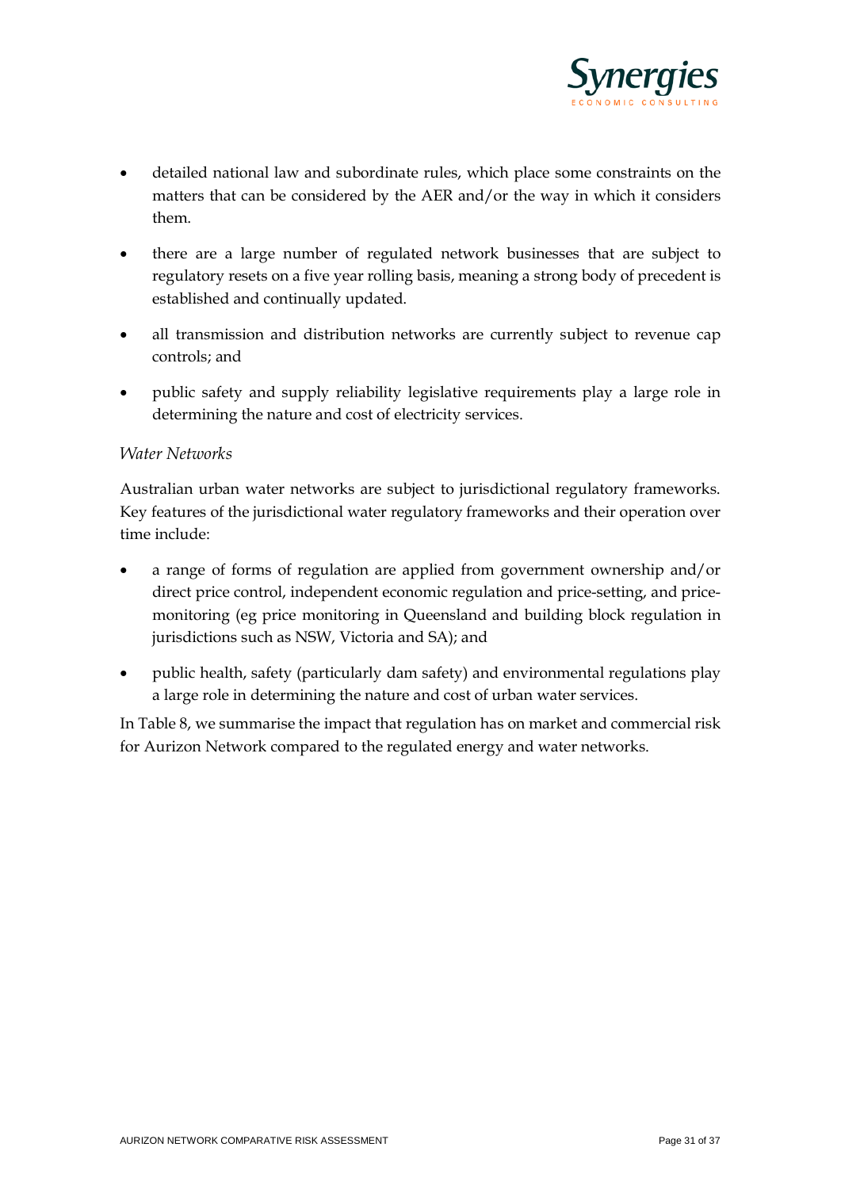- detailed national law and subordinate rules, which place some constraints on the matters that can be considered by the AER and/or the way in which it considers them.
- there are a large number of regulated network businesses that are subject to regulatory resets on a five year rolling basis, meaning a strong body of precedent is established and continually updated.
- all transmission and distribution networks are currently subject to revenue cap controls; and
- public safety and supply reliability legislative requirements play a large role in determining the nature and cost of electricity services.

*Water Networks*

Australian urban water networks are subject to jurisdictional regulatory frameworks. Key features of the jurisdictional water regulatory frameworks and their operation over time include:

- a range of forms of regulation are applied from government ownership and/or direct price control, independent economic regulation and price-setting, and price-monitoring (eg price monitoring in Queensland and building block regulation in jurisdictions such as NSW, Victoria and SA); and
- public health, safety (particularly dam safety) and environmental regulations play a large role in determining the nature and cost of urban water services.

In Table 8, we summarise the impact that regulation has on market and commercial risk for Aurizon Network compared to the regulated energy and water networks.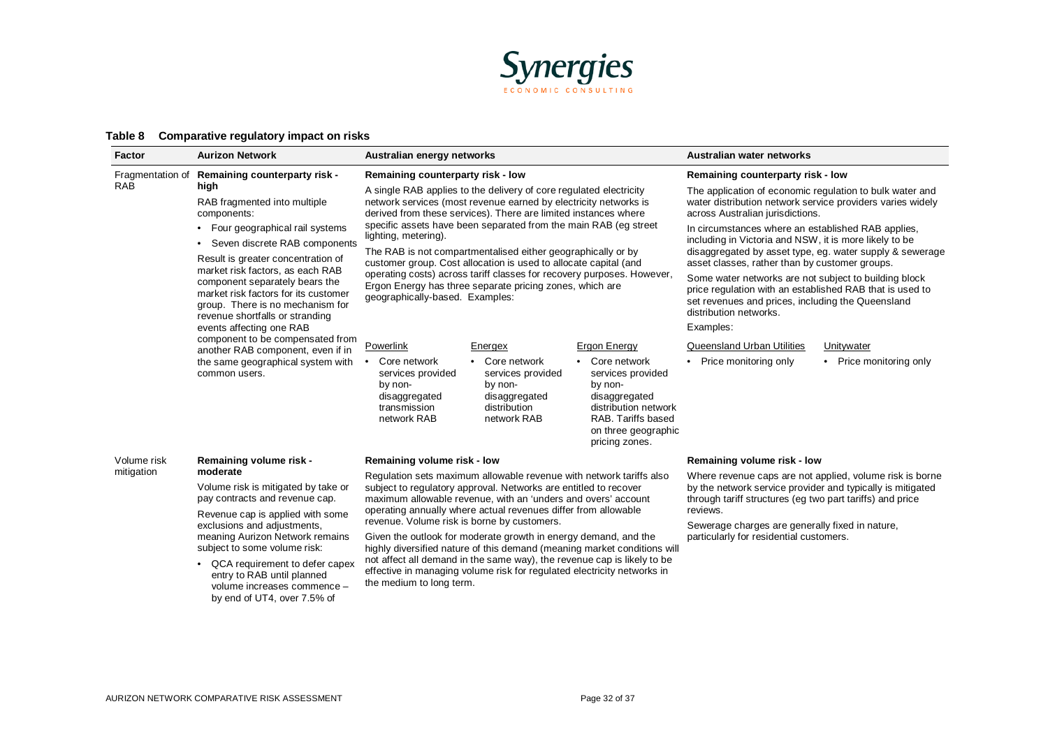**Table 8 Comparative regulatory impact on risks**

| Factor | Aurizon Network | Australian energy networks | | | Australian water networks | |
|---|---|---|---|---|---|---|
| Fragmentation of RAB | **Remaining counterparty risk - high**<br>RAB fragmented into multiple components:<br>• Four geographical rail systems<br>• Seven discrete RAB components<br>Result is greater concentration of market risk factors, as each RAB component separately bears the market risk factors for its customer group. There is no mechanism for revenue shortfalls or stranding events affecting one RAB component to be compensated from another RAB component, even if in the same geographical system with common users. | **Remaining counterparty risk - low**<br>A single RAB applies to the delivery of core regulated electricity network services (most revenue earned by electricity networks is derived from these services). There are limited instances where specific assets have been separated from the main RAB (eg street lighting, metering).<br>The RAB is not compartmentalised either geographically or by customer group. Cost allocation is used to allocate capital (and operating costs) across tariff classes for recovery purposes. However, Ergon Energy has three separate pricing zones, which are geographically-based. Examples:<br><br>Powerlink<br>• Core network services provided by non-disaggregated transmission network RAB | <br><br><br><br><br><br><br><br><br>Energex<br>• Core network services provided by non-disaggregated distribution network RAB | <br><br><br><br><br><br><br><br><br>Ergon Energy<br>• Core network services provided by non-disaggregated distribution network RAB. Tariffs based on three geographic pricing zones. | **Remaining counterparty risk - low**<br>The application of economic regulation to bulk water and water distribution network service providers varies widely across Australian jurisdictions.<br>In circumstances where an established RAB applies, including in Victoria and NSW, it is more likely to be disaggregated by asset type, eg. water supply & sewerage asset classes, rather than by customer groups.<br>Some water networks are not subject to building block price regulation with an established RAB that is used to set revenues and prices, including the Queensland distribution networks.<br>Examples:<br><br>Queensland Urban Utilities<br>• Price monitoring only | <br><br><br><br><br><br><br><br><br><br>Unitywater<br>• Price monitoring only |
| Volume risk mitigation | **Remaining volume risk - moderate**<br>Volume risk is mitigated by take or pay contracts and revenue cap.<br>Revenue cap is applied with some exclusions and adjustments, meaning Aurizon Network remains subject to some volume risk:<br>• QCA requirement to defer capex entry to RAB until planned volume increases commence – by end of UT4, over 7.5% of | **Remaining volume risk - low**<br>Regulation sets maximum allowable revenue with network tariffs also subject to regulatory approval. Networks are entitled to recover maximum allowable revenue, with an 'unders and overs' account operating annually where actual revenues differ from allowable revenue. Volume risk is borne by customers.<br>Given the outlook for moderate growth in energy demand, and the highly diversified nature of this demand (meaning market conditions will not affect all demand in the same way), the revenue cap is likely to be effective in managing volume risk for regulated electricity networks in the medium to long term. | | | **Remaining volume risk - low**<br>Where revenue caps are not applied, volume risk is borne by the network service provider and typically is mitigated through tariff structures (eg two part tariffs) and price reviews.<br>Sewerage charges are generally fixed in nature, particularly for residential customers. | |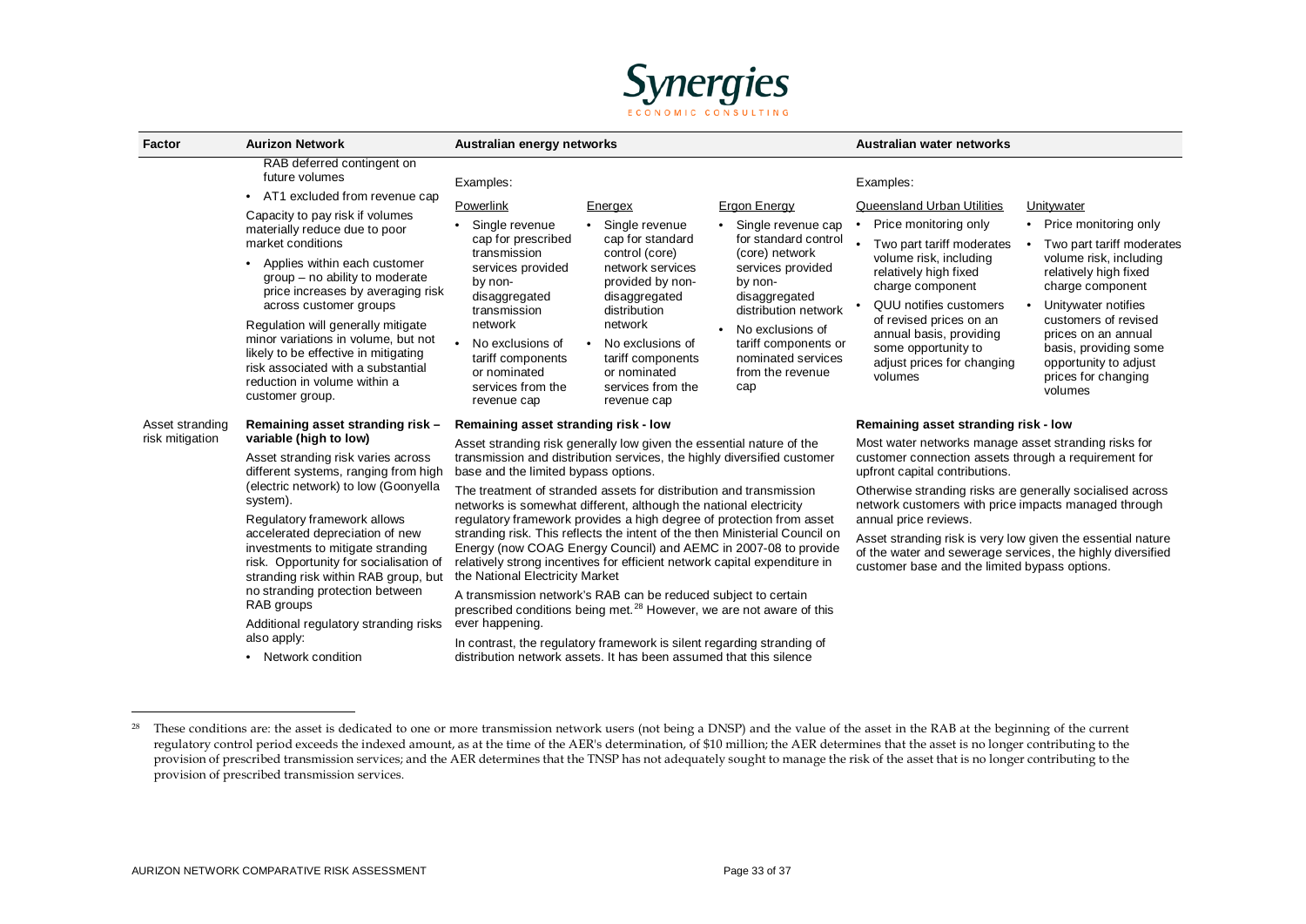| Factor | Aurizon Network | Australian energy networks | Australian water networks |
|---|---|---|---|
| | RAB deferred contingent on future volumes<br>• AT1 excluded from revenue cap<br>Capacity to pay risk if volumes materially reduce due to poor market conditions<br>• Applies within each customer group – no ability to moderate price increases by averaging risk across customer groups<br>Regulation will generally mitigate minor variations in volume, but not likely to be effective in mitigating risk associated with a substantial reduction in volume within a customer group. | Examples:<br>Powerlink<br>• Single revenue cap for prescribed transmission services provided by non-disaggregated transmission network<br>• No exclusions of tariff components or nominated services from the revenue cap<br>Energex<br>• Single revenue cap for standard control (core) network services provided by non-disaggregated distribution network<br>• No exclusions of tariff components or nominated services from the revenue cap<br>Ergon Energy<br>• Single revenue cap for standard control (core) network services provided by non-disaggregated distribution network<br>• No exclusions of tariff components or nominated services from the revenue cap | Examples:<br>Queensland Urban Utilities<br>• Price monitoring only<br>• Two part tariff moderates volume risk, including relatively high fixed charge component<br>• QUU notifies customers of revised prices on an annual basis, providing some opportunity to adjust prices for changing volumes<br>Unitywater<br>• Price monitoring only<br>• Two part tariff moderates volume risk, including relatively high fixed charge component<br>• Unitywater notifies customers of revised prices on an annual basis, providing some opportunity to adjust prices for changing volumes |
| Asset stranding risk mitigation | **Remaining asset stranding risk – variable (high to low)**<br>Asset stranding risk varies across different systems, ranging from high (electric network) to low (Goonyella system).<br>Regulatory framework allows accelerated depreciation of new investments to mitigate stranding risk. Opportunity for socialisation of stranding risk within RAB group, but no stranding protection between RAB groups<br>Additional regulatory stranding risks also apply:<br>• Network condition | **Remaining asset stranding risk - low**<br>Asset stranding risk generally low given the essential nature of the transmission and distribution services, the highly diversified customer base and the limited bypass options.<br>The treatment of stranded assets for distribution and transmission networks is somewhat different, although the national electricity regulatory framework provides a high degree of protection from asset stranding risk. This reflects the intent of the then Ministerial Council on Energy (now COAG Energy Council) and AEMC in 2007-08 to provide relatively strong incentives for efficient network capital expenditure in the National Electricity Market<br>A transmission network's RAB can be reduced subject to certain prescribed conditions being met.[28] However, we are not aware of this ever happening.<br>In contrast, the regulatory framework is silent regarding stranding of distribution network assets. It has been assumed that this silence | **Remaining asset stranding risk - low**<br>Most water networks manage asset stranding risks for customer connection assets through a requirement for upfront capital contributions.<br>Otherwise stranding risks are generally socialised across network customers with price impacts managed through annual price reviews.<br>Asset stranding risk is very low given the essential nature of the water and sewerage services, the highly diversified customer base and the limited bypass options. |

[28] These conditions are: the asset is dedicated to one or more transmission network users (not being a DNSP) and the value of the asset in the RAB at the beginning of the current regulatory control period exceeds the indexed amount, as at the time of the AER's determination, of $10 million; the AER determines that the asset is no longer contributing to the provision of prescribed transmission services; and the AER determines that the TNSP has not adequately sought to manage the risk of the asset that is no longer contributing to the provision of prescribed transmission services.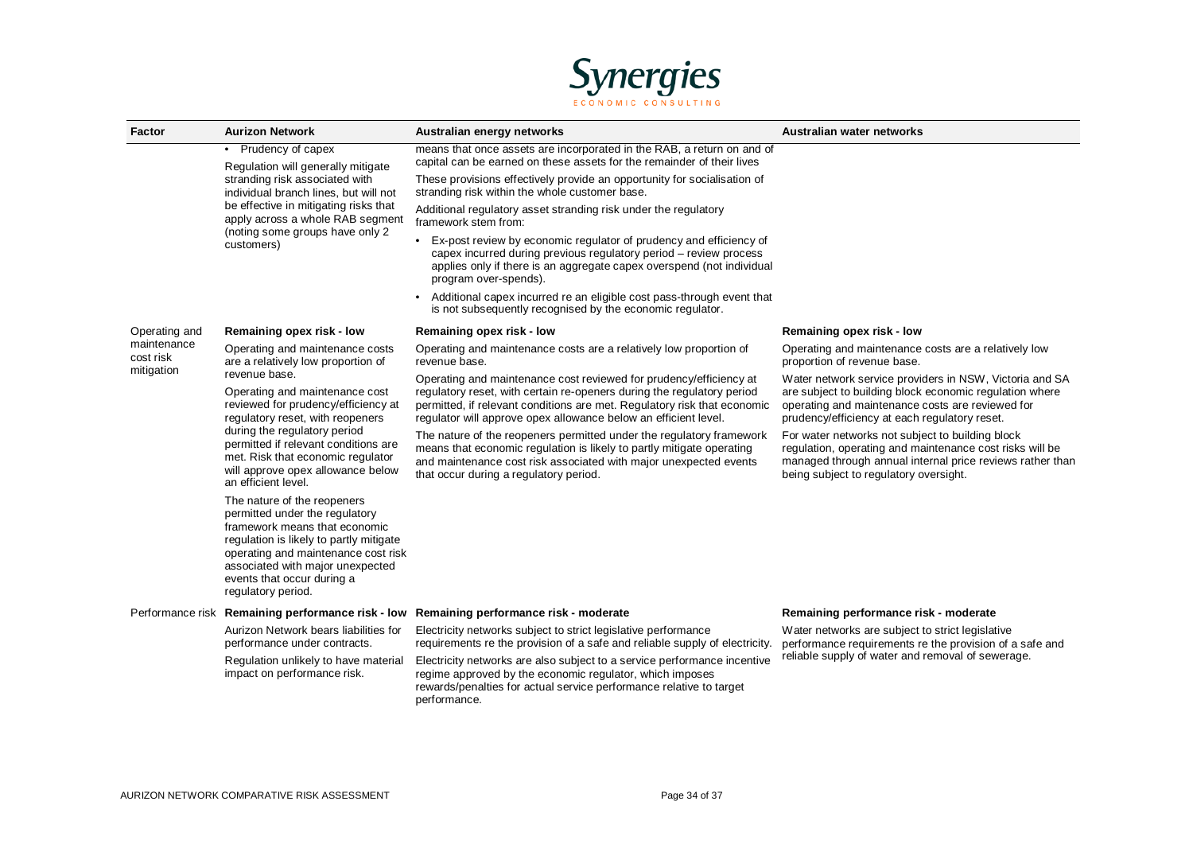| Factor | Aurizon Network | Australian energy networks | Australian water networks |
|---|---|---|---|
| | • Prudency of capex<br><br>Regulation will generally mitigate stranding risk associated with individual branch lines, but will not be effective in mitigating risks that apply across a whole RAB segment (noting some groups have only 2 customers) | means that once assets are incorporated in the RAB, a return on and of capital can be earned on these assets for the remainder of their lives<br><br>These provisions effectively provide an opportunity for socialisation of stranding risk within the whole customer base.<br><br>Additional regulatory asset stranding risk under the regulatory framework stem from:<br><br>• Ex-post review by economic regulator of prudency and efficiency of capex incurred during previous regulatory period – review process applies only if there is an aggregate capex overspend (not individual program over-spends).<br><br>• Additional capex incurred re an eligible cost pass-through event that is not subsequently recognised by the economic regulator. | |
| Operating and maintenance cost risk mitigation | **Remaining opex risk - low**<br><br>Operating and maintenance costs are a relatively low proportion of revenue base.<br><br>Operating and maintenance cost reviewed for prudency/efficiency at regulatory reset, with reopeners during the regulatory period permitted if relevant conditions are met. Risk that economic regulator will approve opex allowance below an efficient level.<br><br>The nature of the reopeners permitted under the regulatory framework means that economic regulation is likely to partly mitigate operating and maintenance cost risk associated with major unexpected events that occur during a regulatory period. | **Remaining opex risk - low**<br><br>Operating and maintenance costs are a relatively low proportion of revenue base.<br><br>Operating and maintenance cost reviewed for prudency/efficiency at regulatory reset, with certain re-openers during the regulatory period permitted, if relevant conditions are met. Regulatory risk that economic regulator will approve opex allowance below an efficient level.<br><br>The nature of the reopeners permitted under the regulatory framework means that economic regulation is likely to partly mitigate operating and maintenance cost risk associated with major unexpected events that occur during a regulatory period. | **Remaining opex risk - low**<br><br>Operating and maintenance costs are a relatively low proportion of revenue base.<br><br>Water network service providers in NSW, Victoria and SA are subject to building block economic regulation where operating and maintenance costs are reviewed for prudency/efficiency at each regulatory reset.<br><br>For water networks not subject to building block regulation, operating and maintenance cost risks will be managed through annual internal price reviews rather than being subject to regulatory oversight. |
| Performance risk | **Remaining performance risk - low**<br><br>Aurizon Network bears liabilities for performance under contracts.<br><br>Regulation unlikely to have material impact on performance risk. | **Remaining performance risk - moderate**<br><br>Electricity networks subject to strict legislative performance requirements re the provision of a safe and reliable supply of electricity.<br><br>Electricity networks are also subject to a service performance incentive regime approved by the economic regulator, which imposes rewards/penalties for actual service performance relative to target performance. | **Remaining performance risk - moderate**<br><br>Water networks are subject to strict legislative performance requirements re the provision of a safe and reliable supply of water and removal of sewerage. |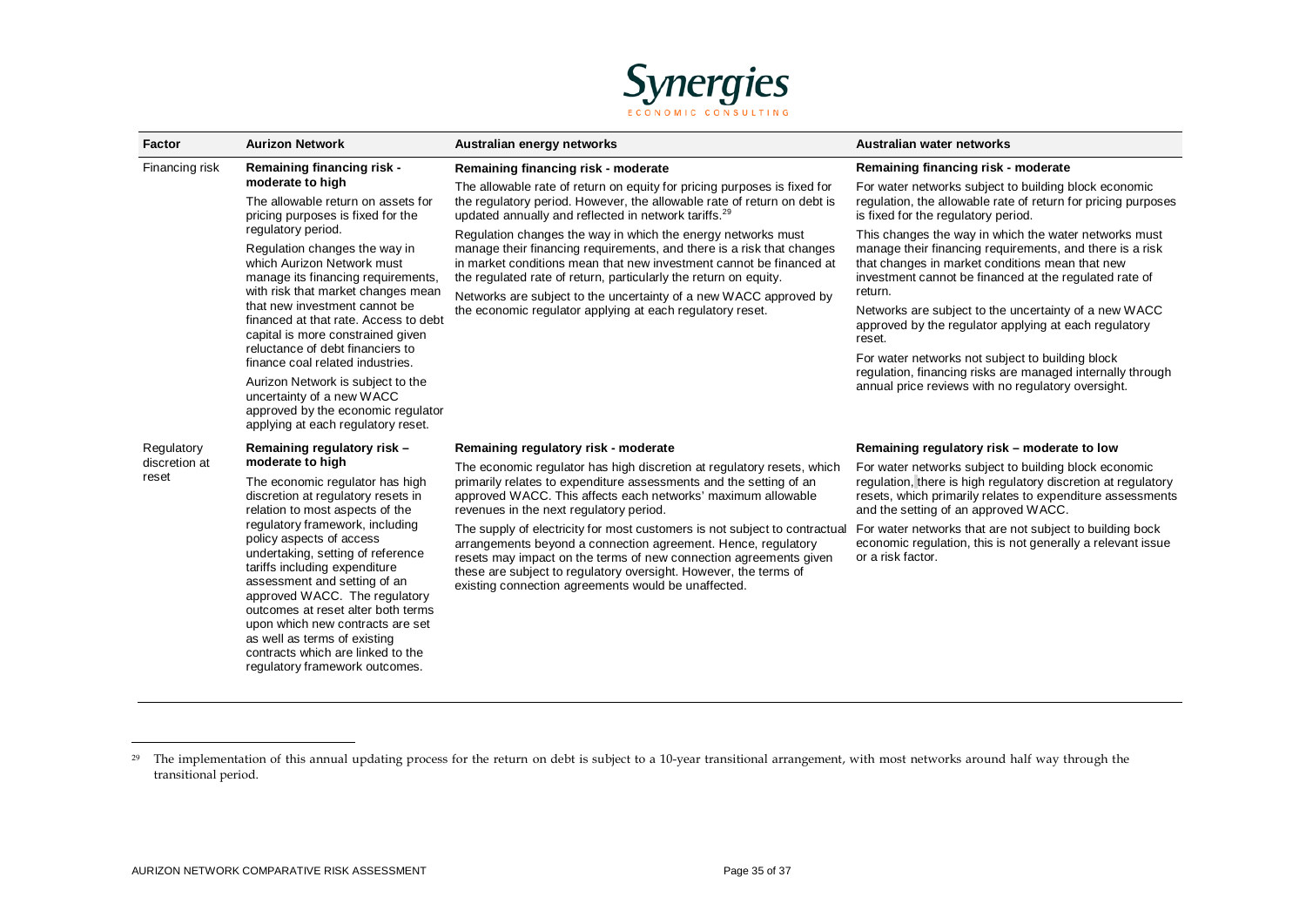| Factor | Aurizon Network | Australian energy networks | Australian water networks |
|---|---|---|---|
| Financing risk | **Remaining financing risk - moderate to high**<br><br>The allowable return on assets for pricing purposes is fixed for the regulatory period.<br><br>Regulation changes the way in which Aurizon Network must manage its financing requirements, with risk that market changes mean that new investment cannot be financed at that rate. Access to debt capital is more constrained given reluctance of debt financiers to finance coal related industries.<br><br>Aurizon Network is subject to the uncertainty of a new WACC approved by the economic regulator applying at each regulatory reset. | **Remaining financing risk - moderate**<br><br>The allowable rate of return on equity for pricing purposes is fixed for the regulatory period. However, the allowable rate of return on debt is updated annually and reflected in network tariffs.[29]<br><br>Regulation changes the way in which the energy networks must manage their financing requirements, and there is a risk that changes in market conditions mean that new investment cannot be financed at the regulated rate of return, particularly the return on equity.<br><br>Networks are subject to the uncertainty of a new WACC approved by the economic regulator applying at each regulatory reset. | **Remaining financing risk - moderate**<br><br>For water networks subject to building block economic regulation, the allowable rate of return for pricing purposes is fixed for the regulatory period.<br><br>This changes the way in which the water networks must manage their financing requirements, and there is a risk that changes in market conditions mean that new investment cannot be financed at the regulated rate of return.<br><br>Networks are subject to the uncertainty of a new WACC approved by the regulator applying at each regulatory reset.<br><br>For water networks not subject to building block regulation, financing risks are managed internally through annual price reviews with no regulatory oversight. |
| Regulatory discretion at reset | **Remaining regulatory risk – moderate to high**<br><br>The economic regulator has high discretion at regulatory resets in relation to most aspects of the regulatory framework, including policy aspects of access undertaking, setting of reference tariffs including expenditure assessment and setting of an approved WACC. The regulatory outcomes at reset alter both terms upon which new contracts are set as well as terms of existing contracts which are linked to the regulatory framework outcomes. | **Remaining regulatory risk - moderate**<br><br>The economic regulator has high discretion at regulatory resets, which primarily relates to expenditure assessments and the setting of an approved WACC. This affects each networks' maximum allowable revenues in the next regulatory period.<br><br>The supply of electricity for most customers is not subject to contractual arrangements beyond a connection agreement. Hence, regulatory resets may impact on the terms of new connection agreements given these are subject to regulatory oversight. However, the terms of existing connection agreements would be unaffected. | **Remaining regulatory risk – moderate to low**<br><br>For water networks subject to building block economic regulation, there is high regulatory discretion at regulatory resets, which primarily relates to expenditure assessments and the setting of an approved WACC.<br><br>For water networks that are not subject to building bock economic regulation, this is not generally a relevant issue or a risk factor. |

[29] The implementation of this annual updating process for the return on debt is subject to a 10-year transitional arrangement, with most networks around half way through the transitional period.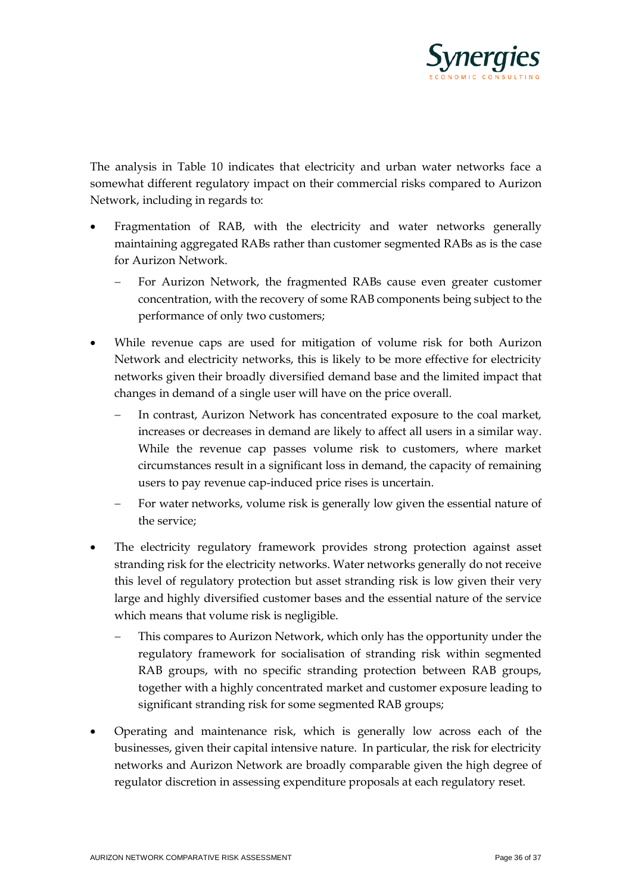The analysis in Table 10 indicates that electricity and urban water networks face a somewhat different regulatory impact on their commercial risks compared to Aurizon Network, including in regards to:

- Fragmentation of RAB, with the electricity and water networks generally maintaining aggregated RABs rather than customer segmented RABs as is the case for Aurizon Network.
  - For Aurizon Network, the fragmented RABs cause even greater customer concentration, with the recovery of some RAB components being subject to the performance of only two customers;
- While revenue caps are used for mitigation of volume risk for both Aurizon Network and electricity networks, this is likely to be more effective for electricity networks given their broadly diversified demand base and the limited impact that changes in demand of a single user will have on the price overall.
  - In contrast, Aurizon Network has concentrated exposure to the coal market, increases or decreases in demand are likely to affect all users in a similar way. While the revenue cap passes volume risk to customers, where market circumstances result in a significant loss in demand, the capacity of remaining users to pay revenue cap-induced price rises is uncertain.
  - For water networks, volume risk is generally low given the essential nature of the service;
- The electricity regulatory framework provides strong protection against asset stranding risk for the electricity networks. Water networks generally do not receive this level of regulatory protection but asset stranding risk is low given their very large and highly diversified customer bases and the essential nature of the service which means that volume risk is negligible.
  - This compares to Aurizon Network, which only has the opportunity under the regulatory framework for socialisation of stranding risk within segmented RAB groups, with no specific stranding protection between RAB groups, together with a highly concentrated market and customer exposure leading to significant stranding risk for some segmented RAB groups;
- Operating and maintenance risk, which is generally low across each of the businesses, given their capital intensive nature. In particular, the risk for electricity networks and Aurizon Network are broadly comparable given the high degree of regulator discretion in assessing expenditure proposals at each regulatory reset.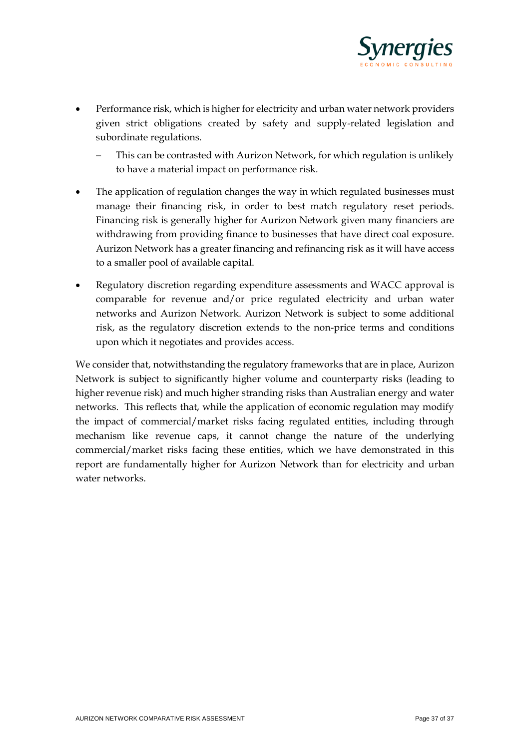- Performance risk, which is higher for electricity and urban water network providers given strict obligations created by safety and supply-related legislation and subordinate regulations.
  - This can be contrasted with Aurizon Network, for which regulation is unlikely to have a material impact on performance risk.
- The application of regulation changes the way in which regulated businesses must manage their financing risk, in order to best match regulatory reset periods. Financing risk is generally higher for Aurizon Network given many financiers are withdrawing from providing finance to businesses that have direct coal exposure. Aurizon Network has a greater financing and refinancing risk as it will have access to a smaller pool of available capital.
- Regulatory discretion regarding expenditure assessments and WACC approval is comparable for revenue and/or price regulated electricity and urban water networks and Aurizon Network. Aurizon Network is subject to some additional risk, as the regulatory discretion extends to the non-price terms and conditions upon which it negotiates and provides access.

We consider that, notwithstanding the regulatory frameworks that are in place, Aurizon Network is subject to significantly higher volume and counterparty risks (leading to higher revenue risk) and much higher stranding risks than Australian energy and water networks. This reflects that, while the application of economic regulation may modify the impact of commercial/market risks facing regulated entities, including through mechanism like revenue caps, it cannot change the nature of the underlying commercial/market risks facing these entities, which we have demonstrated in this report are fundamentally higher for Aurizon Network than for electricity and urban water networks.